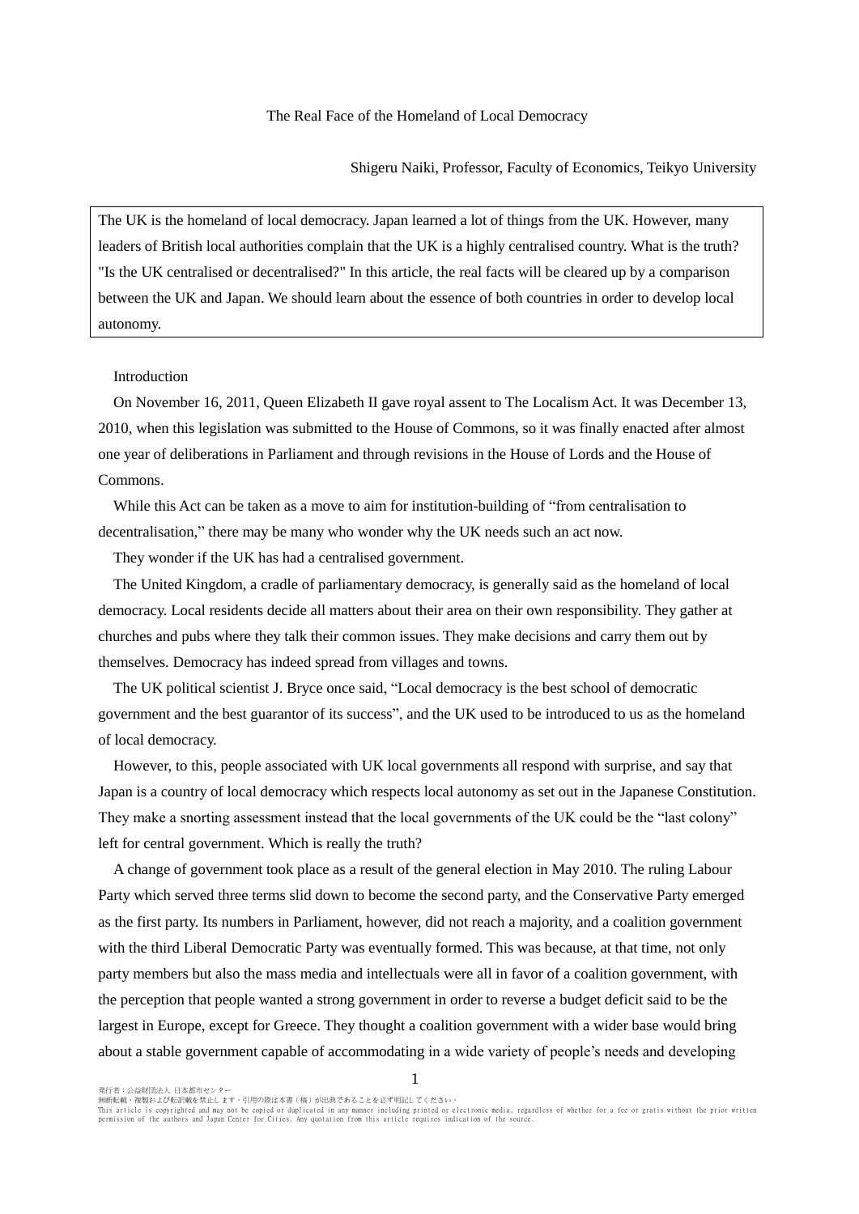# The Real Face of the Homeland of Local Democracy

Shigeru Naiki, Professor, Faculty of Economics, Teikyo University

> The UK is the homeland of local democracy. Japan learned a lot of things from the UK. However, many leaders of British local authorities complain that the UK is a highly centralised country. What is the truth? "Is the UK centralised or decentralised?" In this article, the real facts will be cleared up by a comparison between the UK and Japan. We should learn about the essence of both countries in order to develop local autonomy.

## Introduction

On November 16, 2011, Queen Elizabeth II gave royal assent to The Localism Act. It was December 13, 2010, when this legislation was submitted to the House of Commons, so it was finally enacted after almost one year of deliberations in Parliament and through revisions in the House of Lords and the House of Commons.

While this Act can be taken as a move to aim for institution-building of "from centralisation to decentralisation," there may be many who wonder why the UK needs such an act now.

They wonder if the UK has had a centralised government.

The United Kingdom, a cradle of parliamentary democracy, is generally said as the homeland of local democracy. Local residents decide all matters about their area on their own responsibility. They gather at churches and pubs where they talk their common issues. They make decisions and carry them out by themselves. Democracy has indeed spread from villages and towns.

The UK political scientist J. Bryce once said, "Local democracy is the best school of democratic government and the best guarantor of its success", and the UK used to be introduced to us as the homeland of local democracy.

However, to this, people associated with UK local governments all respond with surprise, and say that Japan is a country of local democracy which respects local autonomy as set out in the Japanese Constitution. They make a snorting assessment instead that the local governments of the UK could be the "last colony" left for central government. Which is really the truth?

A change of government took place as a result of the general election in May 2010. The ruling Labour Party which served three terms slid down to become the second party, and the Conservative Party emerged as the first party. Its numbers in Parliament, however, did not reach a majority, and a coalition government with the third Liberal Democratic Party was eventually formed. This was because, at that time, not only party members but also the mass media and intellectuals were all in favor of a coalition government, with the perception that people wanted a strong government in order to reverse a budget deficit said to be the largest in Europe, except for Greece. They thought a coalition government with a wider base would bring about a stable government capable of accommodating in a wide variety of people's needs and developing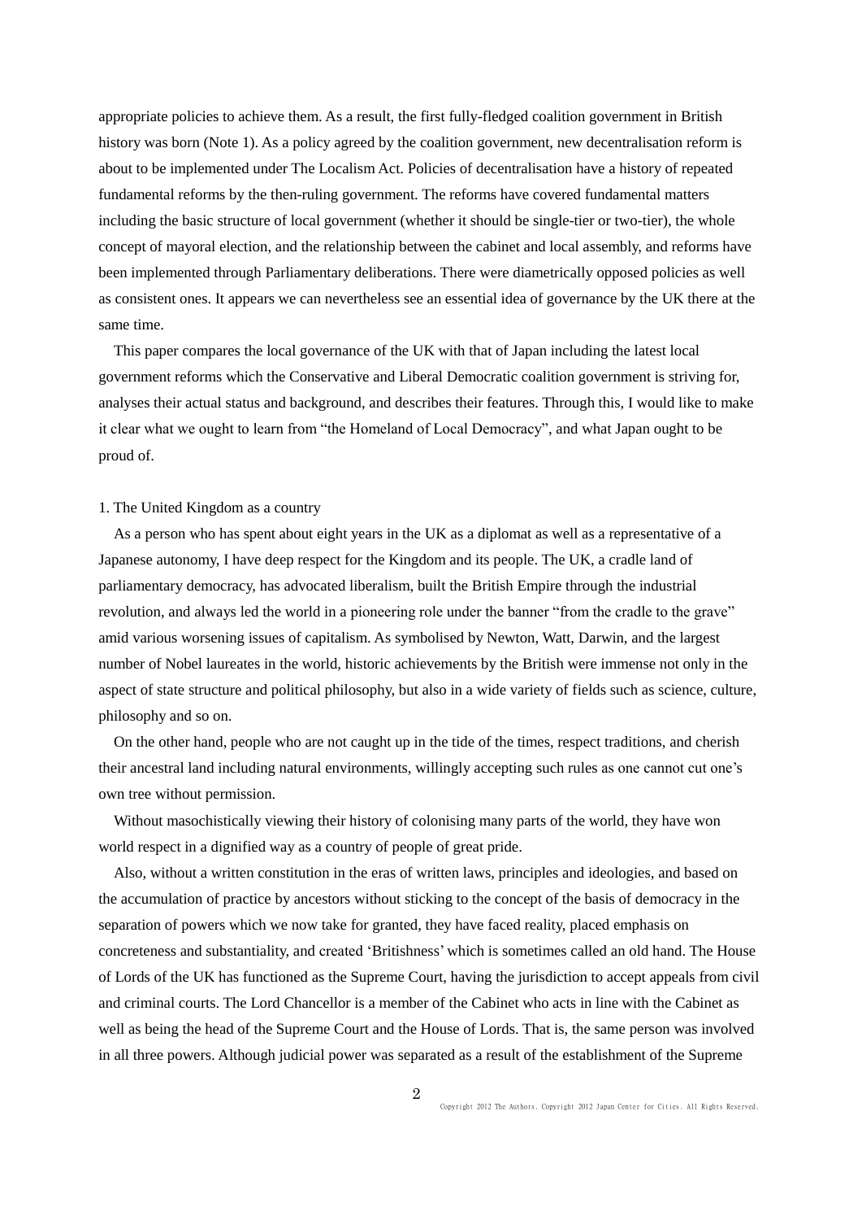appropriate policies to achieve them. As a result, the first fully-fledged coalition government in British history was born (Note 1). As a policy agreed by the coalition government, new decentralisation reform is about to be implemented under The Localism Act. Policies of decentralisation have a history of repeated fundamental reforms by the then-ruling government. The reforms have covered fundamental matters including the basic structure of local government (whether it should be single-tier or two-tier), the whole concept of mayoral election, and the relationship between the cabinet and local assembly, and reforms have been implemented through Parliamentary deliberations. There were diametrically opposed policies as well as consistent ones. It appears we can nevertheless see an essential idea of governance by the UK there at the same time.

This paper compares the local governance of the UK with that of Japan including the latest local government reforms which the Conservative and Liberal Democratic coalition government is striving for, analyses their actual status and background, and describes their features. Through this, I would like to make it clear what we ought to learn from "the Homeland of Local Democracy", and what Japan ought to be proud of.

## 1. The United Kingdom as a country

As a person who has spent about eight years in the UK as a diplomat as well as a representative of a Japanese autonomy, I have deep respect for the Kingdom and its people. The UK, a cradle land of parliamentary democracy, has advocated liberalism, built the British Empire through the industrial revolution, and always led the world in a pioneering role under the banner "from the cradle to the grave" amid various worsening issues of capitalism. As symbolised by Newton, Watt, Darwin, and the largest number of Nobel laureates in the world, historic achievements by the British were immense not only in the aspect of state structure and political philosophy, but also in a wide variety of fields such as science, culture, philosophy and so on.

On the other hand, people who are not caught up in the tide of the times, respect traditions, and cherish their ancestral land including natural environments, willingly accepting such rules as one cannot cut one's own tree without permission.

Without masochistically viewing their history of colonising many parts of the world, they have won world respect in a dignified way as a country of people of great pride.

Also, without a written constitution in the eras of written laws, principles and ideologies, and based on the accumulation of practice by ancestors without sticking to the concept of the basis of democracy in the separation of powers which we now take for granted, they have faced reality, placed emphasis on concreteness and substantiality, and created 'Britishness' which is sometimes called an old hand. The House of Lords of the UK has functioned as the Supreme Court, having the jurisdiction to accept appeals from civil and criminal courts. The Lord Chancellor is a member of the Cabinet who acts in line with the Cabinet as well as being the head of the Supreme Court and the House of Lords. That is, the same person was involved in all three powers. Although judicial power was separated as a result of the establishment of the Supreme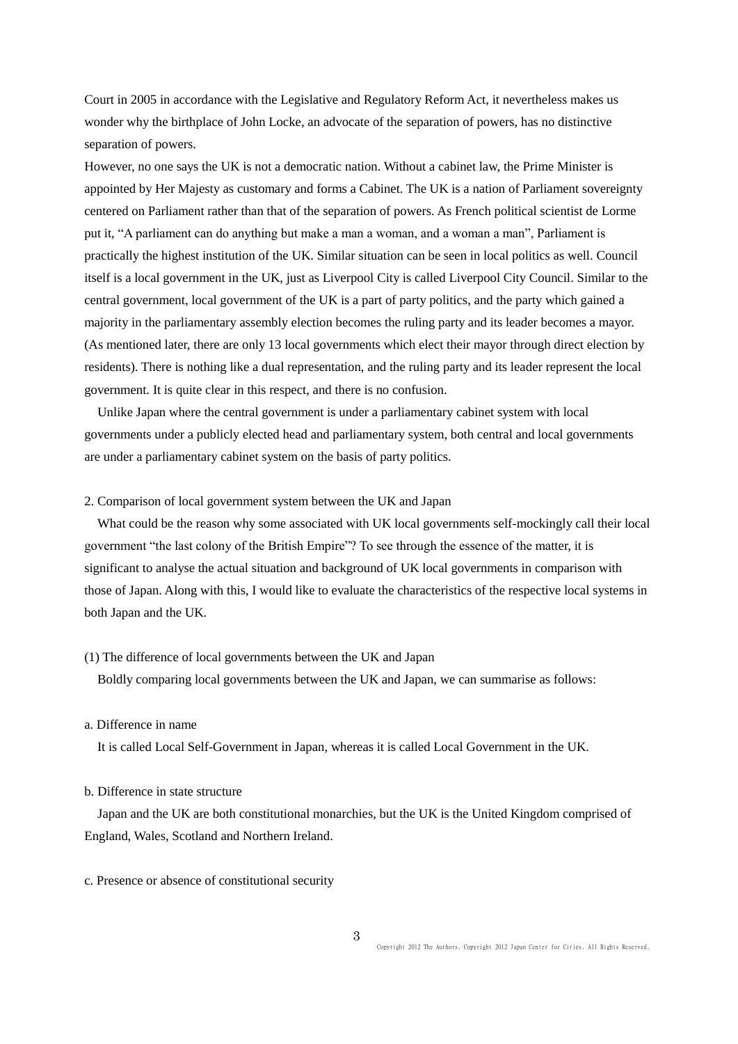Court in 2005 in accordance with the Legislative and Regulatory Reform Act, it nevertheless makes us wonder why the birthplace of John Locke, an advocate of the separation of powers, has no distinctive separation of powers.

However, no one says the UK is not a democratic nation. Without a cabinet law, the Prime Minister is appointed by Her Majesty as customary and forms a Cabinet. The UK is a nation of Parliament sovereignty centered on Parliament rather than that of the separation of powers. As French political scientist de Lorme put it, "A parliament can do anything but make a man a woman, and a woman a man", Parliament is practically the highest institution of the UK. Similar situation can be seen in local politics as well. Council itself is a local government in the UK, just as Liverpool City is called Liverpool City Council. Similar to the central government, local government of the UK is a part of party politics, and the party which gained a majority in the parliamentary assembly election becomes the ruling party and its leader becomes a mayor. (As mentioned later, there are only 13 local governments which elect their mayor through direct election by residents). There is nothing like a dual representation, and the ruling party and its leader represent the local government. It is quite clear in this respect, and there is no confusion.

Unlike Japan where the central government is under a parliamentary cabinet system with local governments under a publicly elected head and parliamentary system, both central and local governments are under a parliamentary cabinet system on the basis of party politics.

## 2. Comparison of local government system between the UK and Japan

What could be the reason why some associated with UK local governments self-mockingly call their local government "the last colony of the British Empire"? To see through the essence of the matter, it is significant to analyse the actual situation and background of UK local governments in comparison with those of Japan. Along with this, I would like to evaluate the characteristics of the respective local systems in both Japan and the UK.

### (1) The difference of local governments between the UK and Japan

Boldly comparing local governments between the UK and Japan, we can summarise as follows:

#### a. Difference in name

It is called Local Self-Government in Japan, whereas it is called Local Government in the UK.

#### b. Difference in state structure

Japan and the UK are both constitutional monarchies, but the UK is the United Kingdom comprised of England, Wales, Scotland and Northern Ireland.

#### c. Presence or absence of constitutional security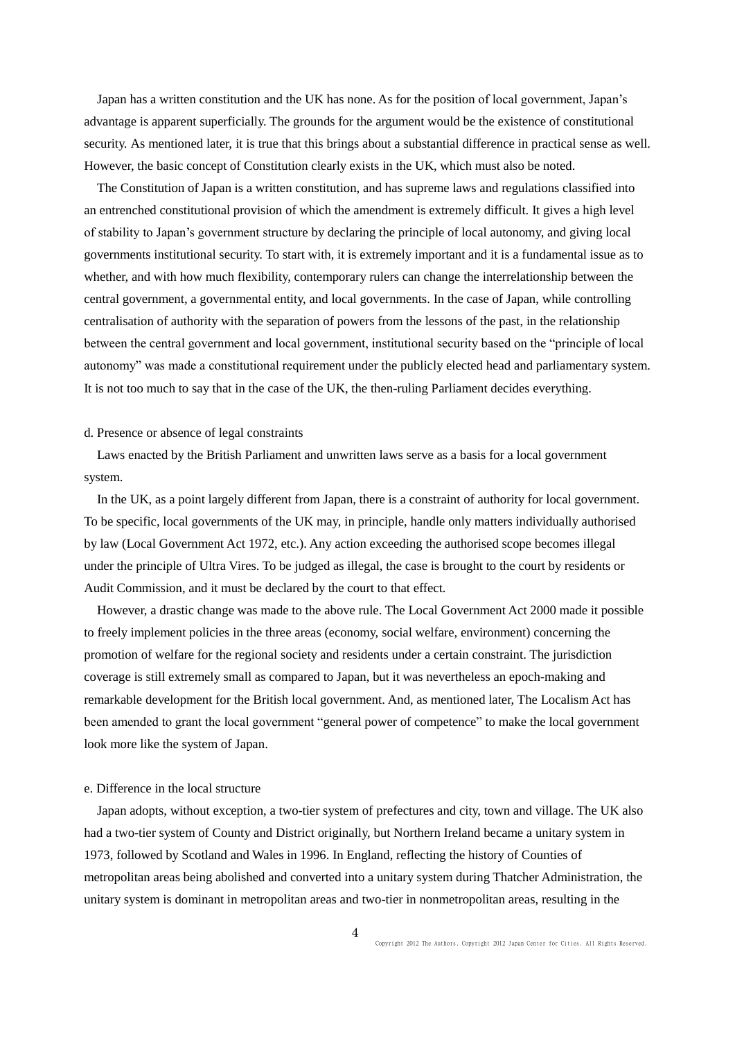Japan has a written constitution and the UK has none. As for the position of local government, Japan's advantage is apparent superficially. The grounds for the argument would be the existence of constitutional security. As mentioned later, it is true that this brings about a substantial difference in practical sense as well. However, the basic concept of Constitution clearly exists in the UK, which must also be noted.

The Constitution of Japan is a written constitution, and has supreme laws and regulations classified into an entrenched constitutional provision of which the amendment is extremely difficult. It gives a high level of stability to Japan's government structure by declaring the principle of local autonomy, and giving local governments institutional security. To start with, it is extremely important and it is a fundamental issue as to whether, and with how much flexibility, contemporary rulers can change the interrelationship between the central government, a governmental entity, and local governments. In the case of Japan, while controlling centralisation of authority with the separation of powers from the lessons of the past, in the relationship between the central government and local government, institutional security based on the "principle of local autonomy" was made a constitutional requirement under the publicly elected head and parliamentary system. It is not too much to say that in the case of the UK, the then-ruling Parliament decides everything.

d. Presence or absence of legal constraints

Laws enacted by the British Parliament and unwritten laws serve as a basis for a local government system.

In the UK, as a point largely different from Japan, there is a constraint of authority for local government. To be specific, local governments of the UK may, in principle, handle only matters individually authorised by law (Local Government Act 1972, etc.). Any action exceeding the authorised scope becomes illegal under the principle of Ultra Vires. To be judged as illegal, the case is brought to the court by residents or Audit Commission, and it must be declared by the court to that effect.

However, a drastic change was made to the above rule. The Local Government Act 2000 made it possible to freely implement policies in the three areas (economy, social welfare, environment) concerning the promotion of welfare for the regional society and residents under a certain constraint. The jurisdiction coverage is still extremely small as compared to Japan, but it was nevertheless an epoch-making and remarkable development for the British local government. And, as mentioned later, The Localism Act has been amended to grant the local government "general power of competence" to make the local government look more like the system of Japan.

e. Difference in the local structure

Japan adopts, without exception, a two-tier system of prefectures and city, town and village. The UK also had a two-tier system of County and District originally, but Northern Ireland became a unitary system in 1973, followed by Scotland and Wales in 1996. In England, reflecting the history of Counties of metropolitan areas being abolished and converted into a unitary system during Thatcher Administration, the unitary system is dominant in metropolitan areas and two-tier in nonmetropolitan areas, resulting in the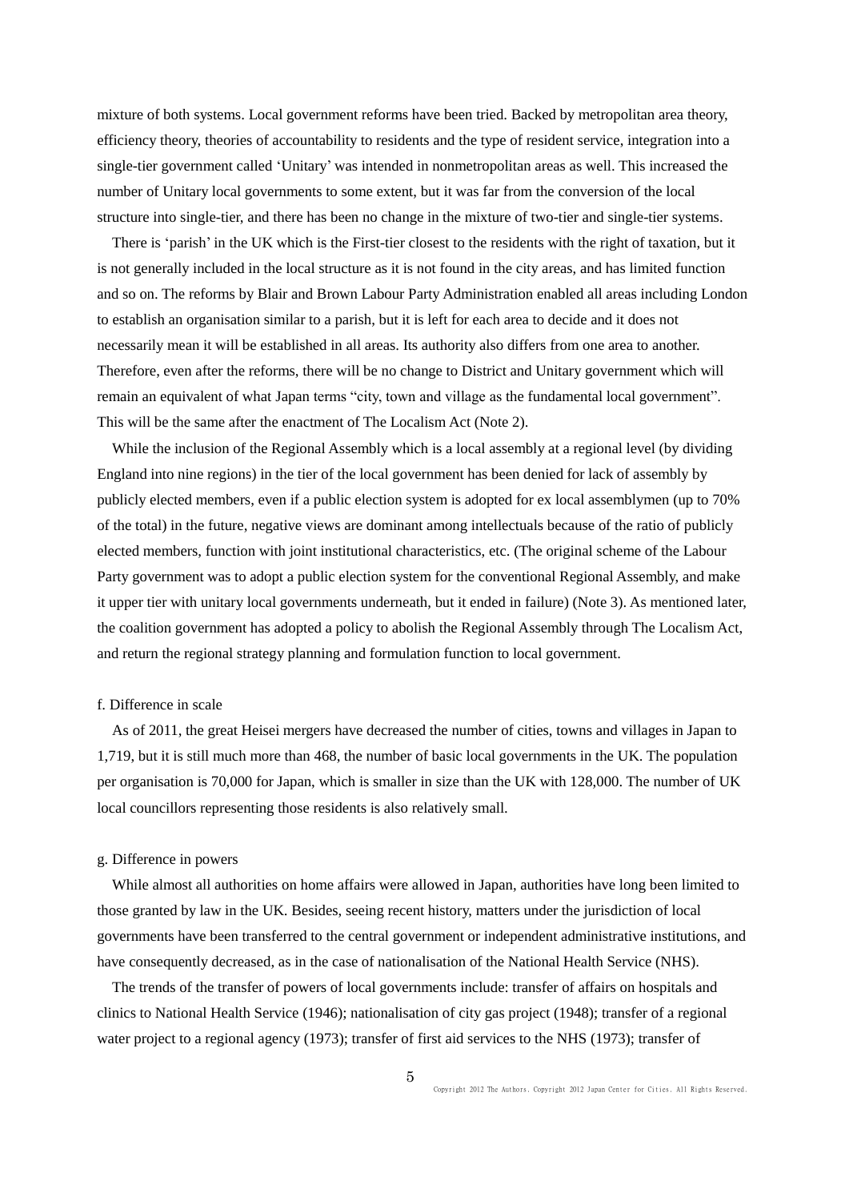mixture of both systems. Local government reforms have been tried. Backed by metropolitan area theory, efficiency theory, theories of accountability to residents and the type of resident service, integration into a single-tier government called 'Unitary' was intended in nonmetropolitan areas as well. This increased the number of Unitary local governments to some extent, but it was far from the conversion of the local structure into single-tier, and there has been no change in the mixture of two-tier and single-tier systems.

There is 'parish' in the UK which is the First-tier closest to the residents with the right of taxation, but it is not generally included in the local structure as it is not found in the city areas, and has limited function and so on. The reforms by Blair and Brown Labour Party Administration enabled all areas including London to establish an organisation similar to a parish, but it is left for each area to decide and it does not necessarily mean it will be established in all areas. Its authority also differs from one area to another. Therefore, even after the reforms, there will be no change to District and Unitary government which will remain an equivalent of what Japan terms "city, town and village as the fundamental local government". This will be the same after the enactment of The Localism Act (Note 2).

While the inclusion of the Regional Assembly which is a local assembly at a regional level (by dividing England into nine regions) in the tier of the local government has been denied for lack of assembly by publicly elected members, even if a public election system is adopted for ex local assemblymen (up to 70% of the total) in the future, negative views are dominant among intellectuals because of the ratio of publicly elected members, function with joint institutional characteristics, etc. (The original scheme of the Labour Party government was to adopt a public election system for the conventional Regional Assembly, and make it upper tier with unitary local governments underneath, but it ended in failure) (Note 3). As mentioned later, the coalition government has adopted a policy to abolish the Regional Assembly through The Localism Act, and return the regional strategy planning and formulation function to local government.

f. Difference in scale

As of 2011, the great Heisei mergers have decreased the number of cities, towns and villages in Japan to 1,719, but it is still much more than 468, the number of basic local governments in the UK. The population per organisation is 70,000 for Japan, which is smaller in size than the UK with 128,000. The number of UK local councillors representing those residents is also relatively small.

g. Difference in powers

While almost all authorities on home affairs were allowed in Japan, authorities have long been limited to those granted by law in the UK. Besides, seeing recent history, matters under the jurisdiction of local governments have been transferred to the central government or independent administrative institutions, and have consequently decreased, as in the case of nationalisation of the National Health Service (NHS).

The trends of the transfer of powers of local governments include: transfer of affairs on hospitals and clinics to National Health Service (1946); nationalisation of city gas project (1948); transfer of a regional water project to a regional agency (1973); transfer of first aid services to the NHS (1973); transfer of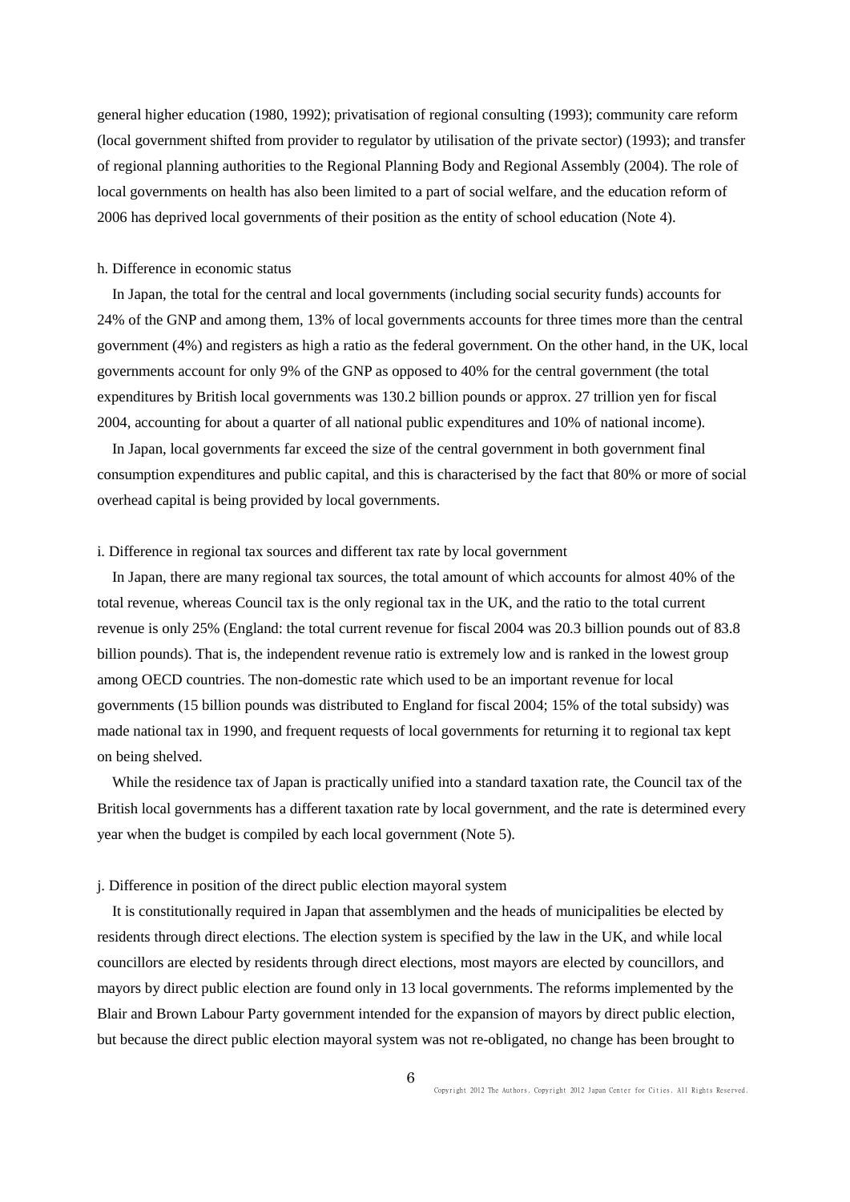general higher education (1980, 1992); privatisation of regional consulting (1993); community care reform (local government shifted from provider to regulator by utilisation of the private sector) (1993); and transfer of regional planning authorities to the Regional Planning Body and Regional Assembly (2004). The role of local governments on health has also been limited to a part of social welfare, and the education reform of 2006 has deprived local governments of their position as the entity of school education (Note 4).

h. Difference in economic status

In Japan, the total for the central and local governments (including social security funds) accounts for 24% of the GNP and among them, 13% of local governments accounts for three times more than the central government (4%) and registers as high a ratio as the federal government. On the other hand, in the UK, local governments account for only 9% of the GNP as opposed to 40% for the central government (the total expenditures by British local governments was 130.2 billion pounds or approx. 27 trillion yen for fiscal 2004, accounting for about a quarter of all national public expenditures and 10% of national income).

In Japan, local governments far exceed the size of the central government in both government final consumption expenditures and public capital, and this is characterised by the fact that 80% or more of social overhead capital is being provided by local governments.

i. Difference in regional tax sources and different tax rate by local government

In Japan, there are many regional tax sources, the total amount of which accounts for almost 40% of the total revenue, whereas Council tax is the only regional tax in the UK, and the ratio to the total current revenue is only 25% (England: the total current revenue for fiscal 2004 was 20.3 billion pounds out of 83.8 billion pounds). That is, the independent revenue ratio is extremely low and is ranked in the lowest group among OECD countries. The non-domestic rate which used to be an important revenue for local governments (15 billion pounds was distributed to England for fiscal 2004; 15% of the total subsidy) was made national tax in 1990, and frequent requests of local governments for returning it to regional tax kept on being shelved.

While the residence tax of Japan is practically unified into a standard taxation rate, the Council tax of the British local governments has a different taxation rate by local government, and the rate is determined every year when the budget is compiled by each local government (Note 5).

j. Difference in position of the direct public election mayoral system

It is constitutionally required in Japan that assemblymen and the heads of municipalities be elected by residents through direct elections. The election system is specified by the law in the UK, and while local councillors are elected by residents through direct elections, most mayors are elected by councillors, and mayors by direct public election are found only in 13 local governments. The reforms implemented by the Blair and Brown Labour Party government intended for the expansion of mayors by direct public election, but because the direct public election mayoral system was not re-obligated, no change has been brought to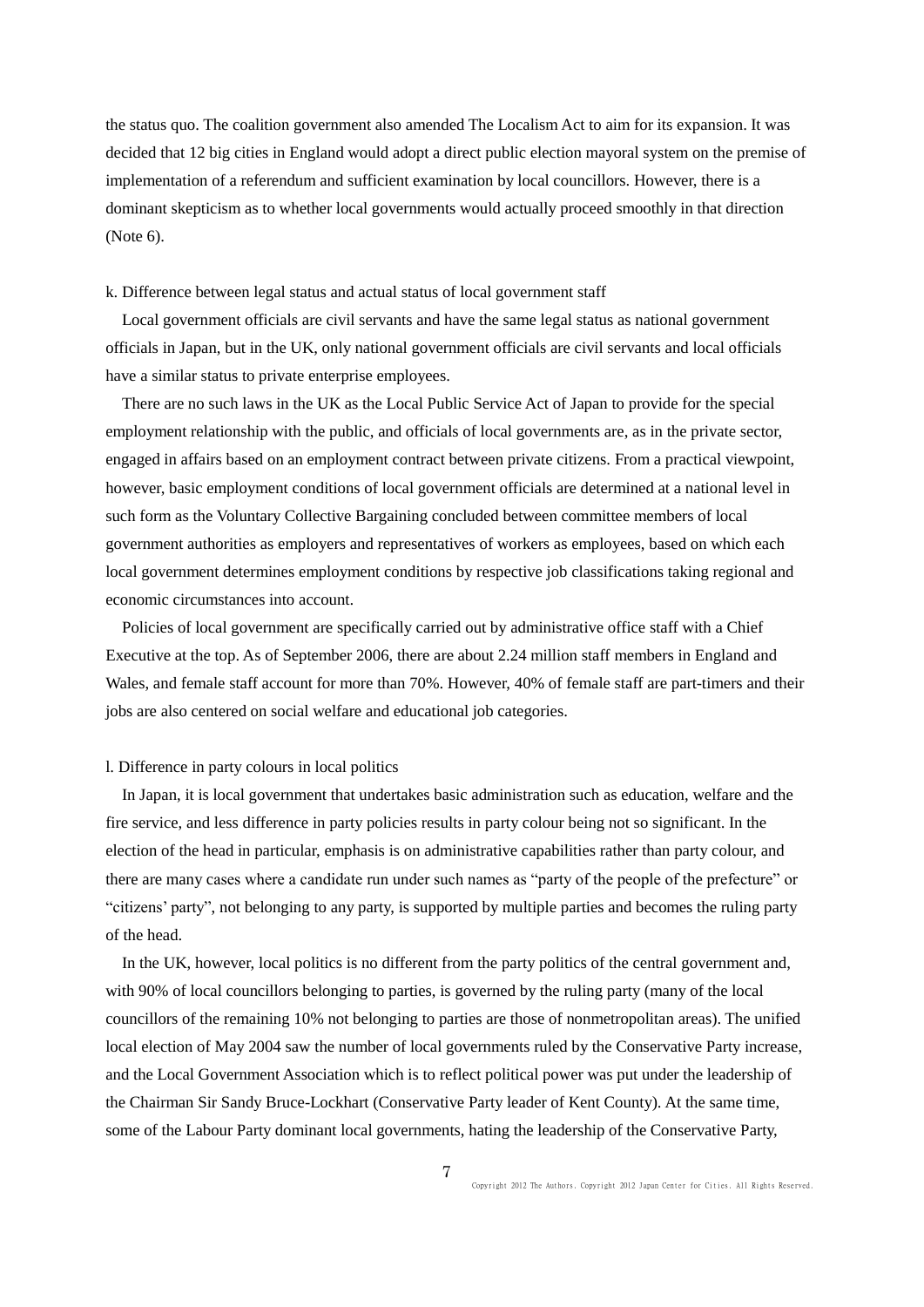the status quo. The coalition government also amended The Localism Act to aim for its expansion. It was decided that 12 big cities in England would adopt a direct public election mayoral system on the premise of implementation of a referendum and sufficient examination by local councillors. However, there is a dominant skepticism as to whether local governments would actually proceed smoothly in that direction (Note 6).

k. Difference between legal status and actual status of local government staff

Local government officials are civil servants and have the same legal status as national government officials in Japan, but in the UK, only national government officials are civil servants and local officials have a similar status to private enterprise employees.

There are no such laws in the UK as the Local Public Service Act of Japan to provide for the special employment relationship with the public, and officials of local governments are, as in the private sector, engaged in affairs based on an employment contract between private citizens. From a practical viewpoint, however, basic employment conditions of local government officials are determined at a national level in such form as the Voluntary Collective Bargaining concluded between committee members of local government authorities as employers and representatives of workers as employees, based on which each local government determines employment conditions by respective job classifications taking regional and economic circumstances into account.

Policies of local government are specifically carried out by administrative office staff with a Chief Executive at the top. As of September 2006, there are about 2.24 million staff members in England and Wales, and female staff account for more than 70%. However, 40% of female staff are part-timers and their jobs are also centered on social welfare and educational job categories.

l. Difference in party colours in local politics

In Japan, it is local government that undertakes basic administration such as education, welfare and the fire service, and less difference in party policies results in party colour being not so significant. In the election of the head in particular, emphasis is on administrative capabilities rather than party colour, and there are many cases where a candidate run under such names as "party of the people of the prefecture" or "citizens' party", not belonging to any party, is supported by multiple parties and becomes the ruling party of the head.

In the UK, however, local politics is no different from the party politics of the central government and, with 90% of local councillors belonging to parties, is governed by the ruling party (many of the local councillors of the remaining 10% not belonging to parties are those of nonmetropolitan areas). The unified local election of May 2004 saw the number of local governments ruled by the Conservative Party increase, and the Local Government Association which is to reflect political power was put under the leadership of the Chairman Sir Sandy Bruce-Lockhart (Conservative Party leader of Kent County). At the same time, some of the Labour Party dominant local governments, hating the leadership of the Conservative Party,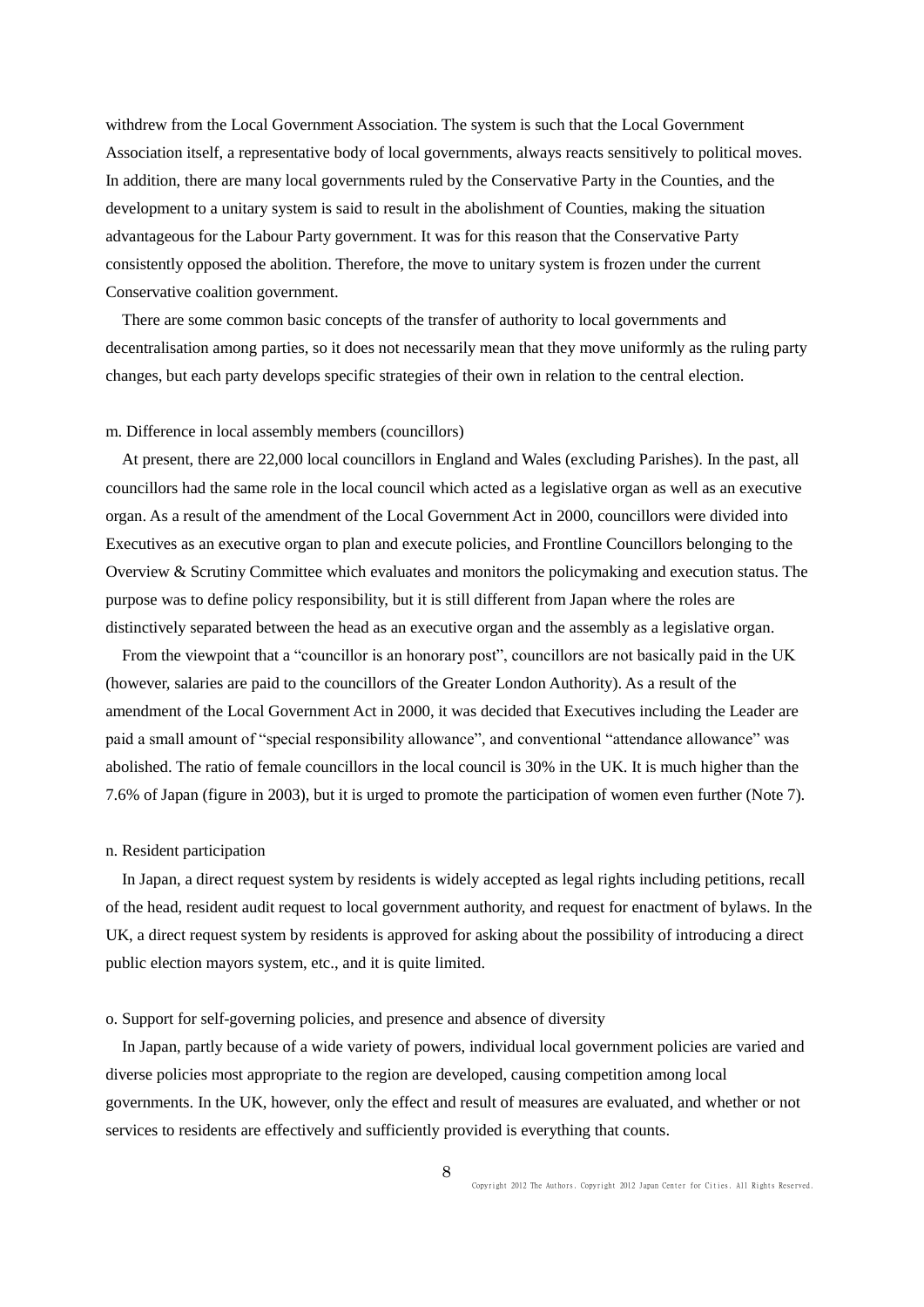withdrew from the Local Government Association. The system is such that the Local Government Association itself, a representative body of local governments, always reacts sensitively to political moves. In addition, there are many local governments ruled by the Conservative Party in the Counties, and the development to a unitary system is said to result in the abolishment of Counties, making the situation advantageous for the Labour Party government. It was for this reason that the Conservative Party consistently opposed the abolition. Therefore, the move to unitary system is frozen under the current Conservative coalition government.

There are some common basic concepts of the transfer of authority to local governments and decentralisation among parties, so it does not necessarily mean that they move uniformly as the ruling party changes, but each party develops specific strategies of their own in relation to the central election.

m. Difference in local assembly members (councillors)

At present, there are 22,000 local councillors in England and Wales (excluding Parishes). In the past, all councillors had the same role in the local council which acted as a legislative organ as well as an executive organ. As a result of the amendment of the Local Government Act in 2000, councillors were divided into Executives as an executive organ to plan and execute policies, and Frontline Councillors belonging to the Overview & Scrutiny Committee which evaluates and monitors the policymaking and execution status. The purpose was to define policy responsibility, but it is still different from Japan where the roles are distinctively separated between the head as an executive organ and the assembly as a legislative organ.

From the viewpoint that a "councillor is an honorary post", councillors are not basically paid in the UK (however, salaries are paid to the councillors of the Greater London Authority). As a result of the amendment of the Local Government Act in 2000, it was decided that Executives including the Leader are paid a small amount of "special responsibility allowance", and conventional "attendance allowance" was abolished. The ratio of female councillors in the local council is 30% in the UK. It is much higher than the 7.6% of Japan (figure in 2003), but it is urged to promote the participation of women even further (Note 7).

n. Resident participation

In Japan, a direct request system by residents is widely accepted as legal rights including petitions, recall of the head, resident audit request to local government authority, and request for enactment of bylaws. In the UK, a direct request system by residents is approved for asking about the possibility of introducing a direct public election mayors system, etc., and it is quite limited.

o. Support for self-governing policies, and presence and absence of diversity

In Japan, partly because of a wide variety of powers, individual local government policies are varied and diverse policies most appropriate to the region are developed, causing competition among local governments. In the UK, however, only the effect and result of measures are evaluated, and whether or not services to residents are effectively and sufficiently provided is everything that counts.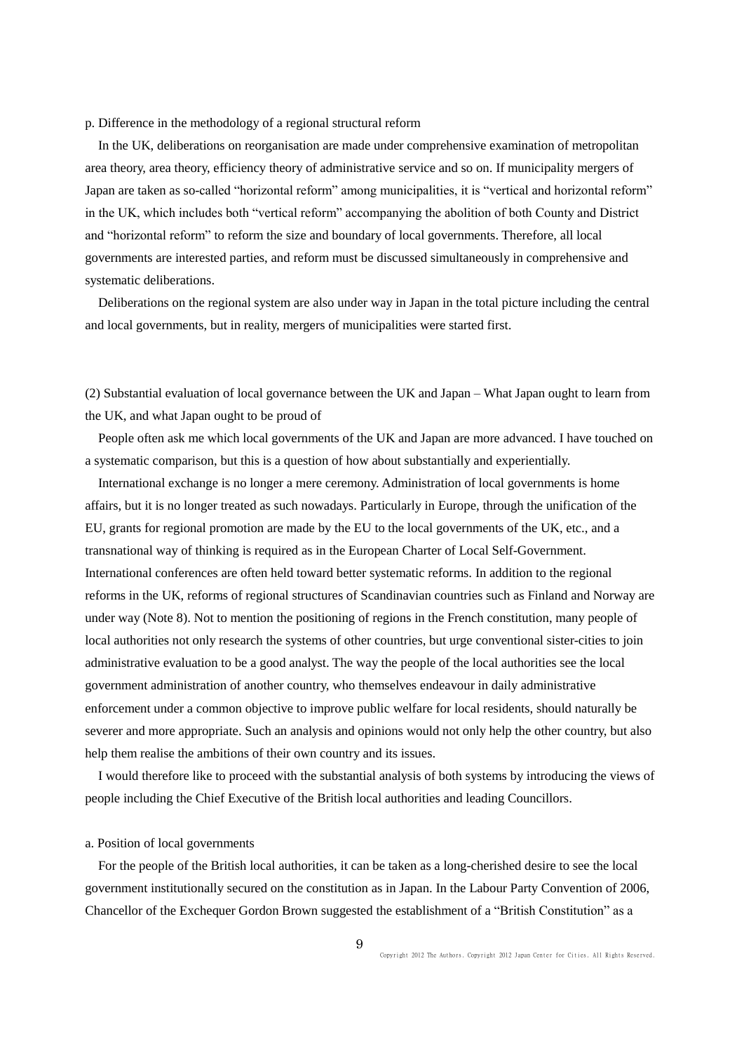p. Difference in the methodology of a regional structural reform

In the UK, deliberations on reorganisation are made under comprehensive examination of metropolitan area theory, area theory, efficiency theory of administrative service and so on. If municipality mergers of Japan are taken as so-called "horizontal reform" among municipalities, it is "vertical and horizontal reform" in the UK, which includes both "vertical reform" accompanying the abolition of both County and District and "horizontal reform" to reform the size and boundary of local governments. Therefore, all local governments are interested parties, and reform must be discussed simultaneously in comprehensive and systematic deliberations.

Deliberations on the regional system are also under way in Japan in the total picture including the central and local governments, but in reality, mergers of municipalities were started first.

(2) Substantial evaluation of local governance between the UK and Japan – What Japan ought to learn from the UK, and what Japan ought to be proud of

People often ask me which local governments of the UK and Japan are more advanced. I have touched on a systematic comparison, but this is a question of how about substantially and experientially.

International exchange is no longer a mere ceremony. Administration of local governments is home affairs, but it is no longer treated as such nowadays. Particularly in Europe, through the unification of the EU, grants for regional promotion are made by the EU to the local governments of the UK, etc., and a transnational way of thinking is required as in the European Charter of Local Self-Government. International conferences are often held toward better systematic reforms. In addition to the regional reforms in the UK, reforms of regional structures of Scandinavian countries such as Finland and Norway are under way (Note 8). Not to mention the positioning of regions in the French constitution, many people of local authorities not only research the systems of other countries, but urge conventional sister-cities to join administrative evaluation to be a good analyst. The way the people of the local authorities see the local government administration of another country, who themselves endeavour in daily administrative enforcement under a common objective to improve public welfare for local residents, should naturally be severer and more appropriate. Such an analysis and opinions would not only help the other country, but also help them realise the ambitions of their own country and its issues.

I would therefore like to proceed with the substantial analysis of both systems by introducing the views of people including the Chief Executive of the British local authorities and leading Councillors.

a. Position of local governments

For the people of the British local authorities, it can be taken as a long-cherished desire to see the local government institutionally secured on the constitution as in Japan. In the Labour Party Convention of 2006, Chancellor of the Exchequer Gordon Brown suggested the establishment of a "British Constitution" as a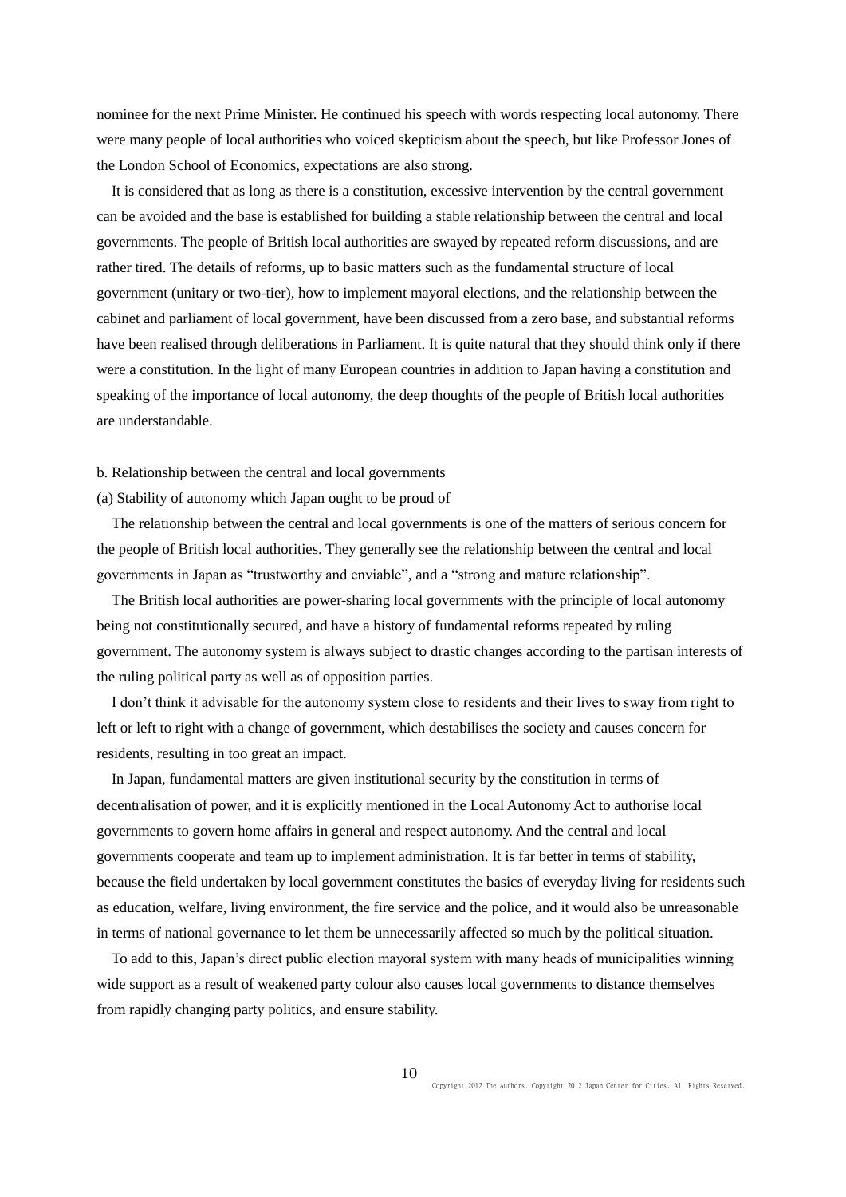nominee for the next Prime Minister. He continued his speech with words respecting local autonomy. There were many people of local authorities who voiced skepticism about the speech, but like Professor Jones of the London School of Economics, expectations are also strong.

It is considered that as long as there is a constitution, excessive intervention by the central government can be avoided and the base is established for building a stable relationship between the central and local governments. The people of British local authorities are swayed by repeated reform discussions, and are rather tired. The details of reforms, up to basic matters such as the fundamental structure of local government (unitary or two-tier), how to implement mayoral elections, and the relationship between the cabinet and parliament of local government, have been discussed from a zero base, and substantial reforms have been realised through deliberations in Parliament. It is quite natural that they should think only if there were a constitution. In the light of many European countries in addition to Japan having a constitution and speaking of the importance of local autonomy, the deep thoughts of the people of British local authorities are understandable.

b. Relationship between the central and local governments

(a) Stability of autonomy which Japan ought to be proud of

The relationship between the central and local governments is one of the matters of serious concern for the people of British local authorities. They generally see the relationship between the central and local governments in Japan as "trustworthy and enviable", and a "strong and mature relationship".

The British local authorities are power-sharing local governments with the principle of local autonomy being not constitutionally secured, and have a history of fundamental reforms repeated by ruling government. The autonomy system is always subject to drastic changes according to the partisan interests of the ruling political party as well as of opposition parties.

I don't think it advisable for the autonomy system close to residents and their lives to sway from right to left or left to right with a change of government, which destabilises the society and causes concern for residents, resulting in too great an impact.

In Japan, fundamental matters are given institutional security by the constitution in terms of decentralisation of power, and it is explicitly mentioned in the Local Autonomy Act to authorise local governments to govern home affairs in general and respect autonomy. And the central and local governments cooperate and team up to implement administration. It is far better in terms of stability, because the field undertaken by local government constitutes the basics of everyday living for residents such as education, welfare, living environment, the fire service and the police, and it would also be unreasonable in terms of national governance to let them be unnecessarily affected so much by the political situation.

To add to this, Japan's direct public election mayoral system with many heads of municipalities winning wide support as a result of weakened party colour also causes local governments to distance themselves from rapidly changing party politics, and ensure stability.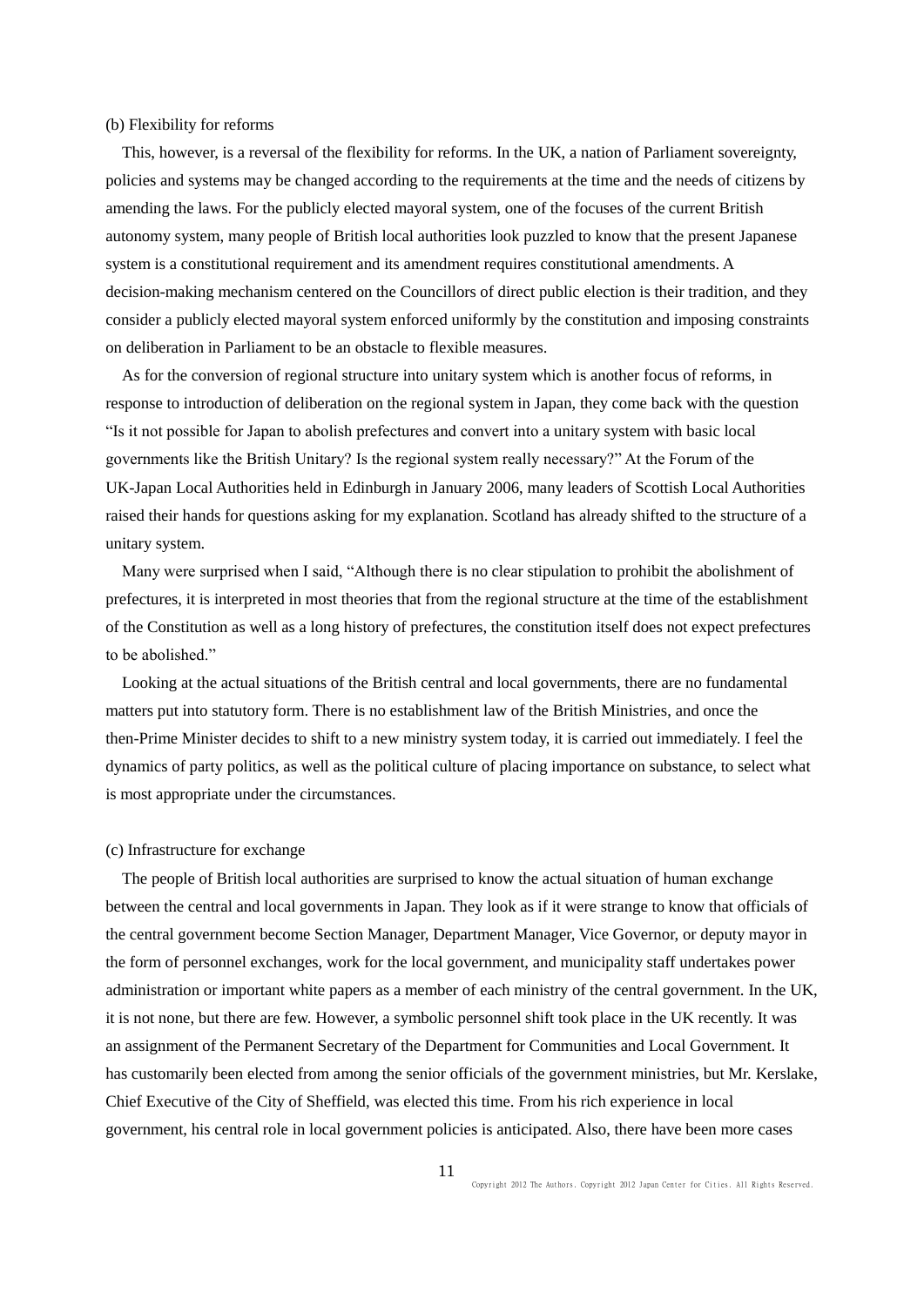(b) Flexibility for reforms

This, however, is a reversal of the flexibility for reforms. In the UK, a nation of Parliament sovereignty, policies and systems may be changed according to the requirements at the time and the needs of citizens by amending the laws. For the publicly elected mayoral system, one of the focuses of the current British autonomy system, many people of British local authorities look puzzled to know that the present Japanese system is a constitutional requirement and its amendment requires constitutional amendments. A decision-making mechanism centered on the Councillors of direct public election is their tradition, and they consider a publicly elected mayoral system enforced uniformly by the constitution and imposing constraints on deliberation in Parliament to be an obstacle to flexible measures.

As for the conversion of regional structure into unitary system which is another focus of reforms, in response to introduction of deliberation on the regional system in Japan, they come back with the question "Is it not possible for Japan to abolish prefectures and convert into a unitary system with basic local governments like the British Unitary? Is the regional system really necessary?" At the Forum of the UK-Japan Local Authorities held in Edinburgh in January 2006, many leaders of Scottish Local Authorities raised their hands for questions asking for my explanation. Scotland has already shifted to the structure of a unitary system.

Many were surprised when I said, "Although there is no clear stipulation to prohibit the abolishment of prefectures, it is interpreted in most theories that from the regional structure at the time of the establishment of the Constitution as well as a long history of prefectures, the constitution itself does not expect prefectures to be abolished."

Looking at the actual situations of the British central and local governments, there are no fundamental matters put into statutory form. There is no establishment law of the British Ministries, and once the then-Prime Minister decides to shift to a new ministry system today, it is carried out immediately. I feel the dynamics of party politics, as well as the political culture of placing importance on substance, to select what is most appropriate under the circumstances.

(c) Infrastructure for exchange

The people of British local authorities are surprised to know the actual situation of human exchange between the central and local governments in Japan. They look as if it were strange to know that officials of the central government become Section Manager, Department Manager, Vice Governor, or deputy mayor in the form of personnel exchanges, work for the local government, and municipality staff undertakes power administration or important white papers as a member of each ministry of the central government. In the UK, it is not none, but there are few. However, a symbolic personnel shift took place in the UK recently. It was an assignment of the Permanent Secretary of the Department for Communities and Local Government. It has customarily been elected from among the senior officials of the government ministries, but Mr. Kerslake, Chief Executive of the City of Sheffield, was elected this time. From his rich experience in local government, his central role in local government policies is anticipated. Also, there have been more cases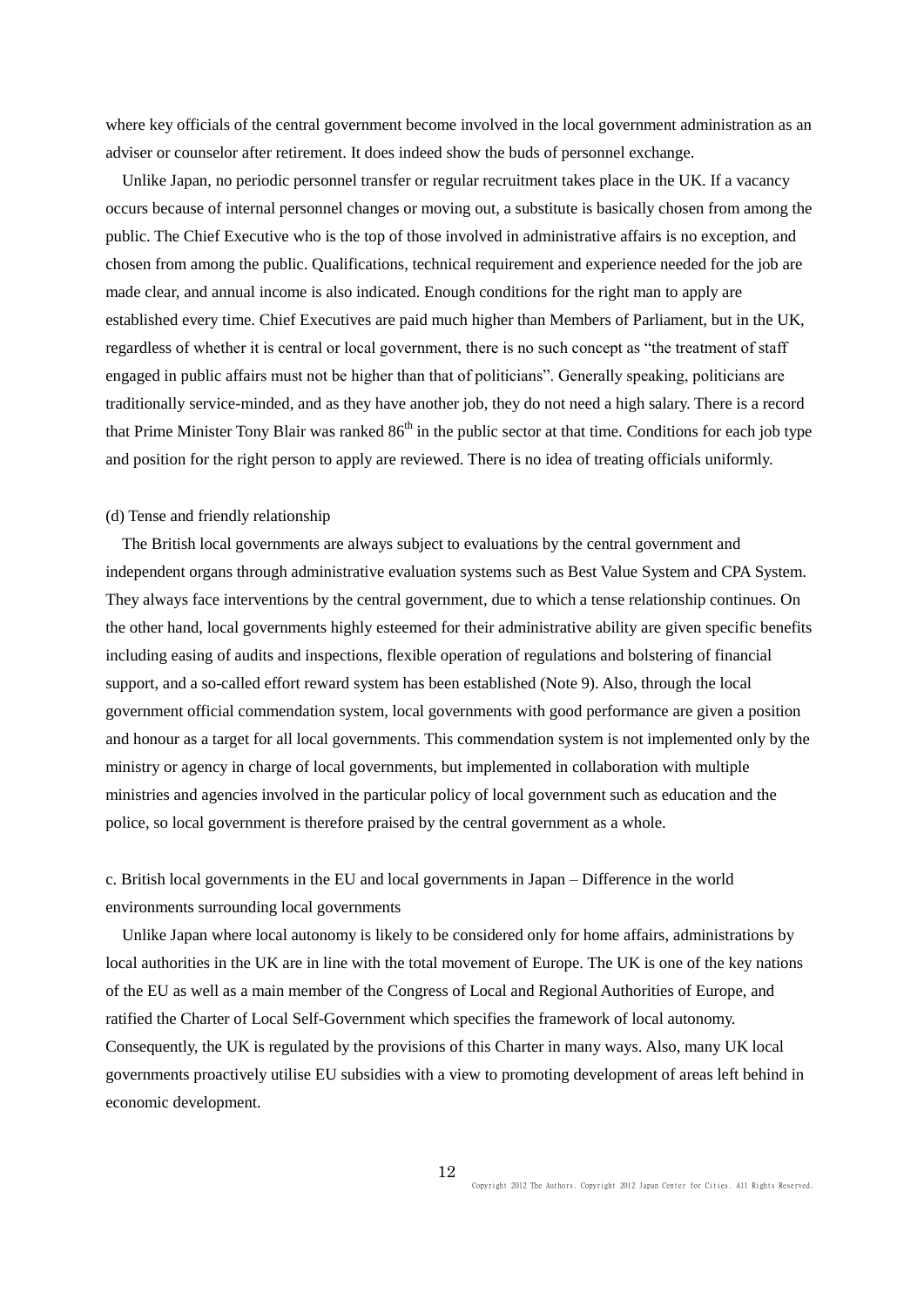where key officials of the central government become involved in the local government administration as an adviser or counselor after retirement. It does indeed show the buds of personnel exchange.

Unlike Japan, no periodic personnel transfer or regular recruitment takes place in the UK. If a vacancy occurs because of internal personnel changes or moving out, a substitute is basically chosen from among the public. The Chief Executive who is the top of those involved in administrative affairs is no exception, and chosen from among the public. Qualifications, technical requirement and experience needed for the job are made clear, and annual income is also indicated. Enough conditions for the right man to apply are established every time. Chief Executives are paid much higher than Members of Parliament, but in the UK, regardless of whether it is central or local government, there is no such concept as "the treatment of staff engaged in public affairs must not be higher than that of politicians". Generally speaking, politicians are traditionally service-minded, and as they have another job, they do not need a high salary. There is a record that Prime Minister Tony Blair was ranked 86th in the public sector at that time. Conditions for each job type and position for the right person to apply are reviewed. There is no idea of treating officials uniformly.

(d) Tense and friendly relationship

The British local governments are always subject to evaluations by the central government and independent organs through administrative evaluation systems such as Best Value System and CPA System. They always face interventions by the central government, due to which a tense relationship continues. On the other hand, local governments highly esteemed for their administrative ability are given specific benefits including easing of audits and inspections, flexible operation of regulations and bolstering of financial support, and a so-called effort reward system has been established (Note 9). Also, through the local government official commendation system, local governments with good performance are given a position and honour as a target for all local governments. This commendation system is not implemented only by the ministry or agency in charge of local governments, but implemented in collaboration with multiple ministries and agencies involved in the particular policy of local government such as education and the police, so local government is therefore praised by the central government as a whole.

c. British local governments in the EU and local governments in Japan – Difference in the world environments surrounding local governments

Unlike Japan where local autonomy is likely to be considered only for home affairs, administrations by local authorities in the UK are in line with the total movement of Europe. The UK is one of the key nations of the EU as well as a main member of the Congress of Local and Regional Authorities of Europe, and ratified the Charter of Local Self-Government which specifies the framework of local autonomy. Consequently, the UK is regulated by the provisions of this Charter in many ways. Also, many UK local governments proactively utilise EU subsidies with a view to promoting development of areas left behind in economic development.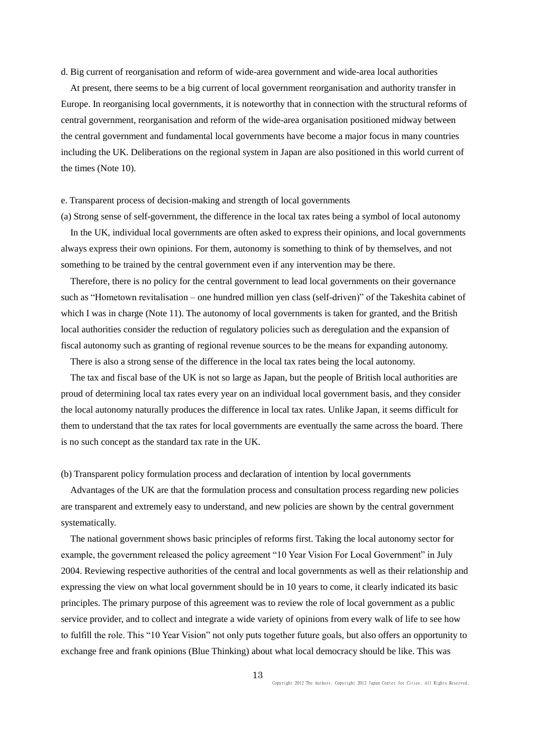d. Big current of reorganisation and reform of wide-area government and wide-area local authorities

At present, there seems to be a big current of local government reorganisation and authority transfer in Europe. In reorganising local governments, it is noteworthy that in connection with the structural reforms of central government, reorganisation and reform of the wide-area organisation positioned midway between the central government and fundamental local governments have become a major focus in many countries including the UK. Deliberations on the regional system in Japan are also positioned in this world current of the times (Note 10).

e. Transparent process of decision-making and strength of local governments

(a) Strong sense of self-government, the difference in the local tax rates being a symbol of local autonomy

In the UK, individual local governments are often asked to express their opinions, and local governments always express their own opinions. For them, autonomy is something to think of by themselves, and not something to be trained by the central government even if any intervention may be there.

Therefore, there is no policy for the central government to lead local governments on their governance such as "Hometown revitalisation – one hundred million yen class (self-driven)" of the Takeshita cabinet of which I was in charge (Note 11). The autonomy of local governments is taken for granted, and the British local authorities consider the reduction of regulatory policies such as deregulation and the expansion of fiscal autonomy such as granting of regional revenue sources to be the means for expanding autonomy.

There is also a strong sense of the difference in the local tax rates being the local autonomy.

The tax and fiscal base of the UK is not so large as Japan, but the people of British local authorities are proud of determining local tax rates every year on an individual local government basis, and they consider the local autonomy naturally produces the difference in local tax rates. Unlike Japan, it seems difficult for them to understand that the tax rates for local governments are eventually the same across the board. There is no such concept as the standard tax rate in the UK.

(b) Transparent policy formulation process and declaration of intention by local governments

Advantages of the UK are that the formulation process and consultation process regarding new policies are transparent and extremely easy to understand, and new policies are shown by the central government systematically.

The national government shows basic principles of reforms first. Taking the local autonomy sector for example, the government released the policy agreement "10 Year Vision For Local Government" in July 2004. Reviewing respective authorities of the central and local governments as well as their relationship and expressing the view on what local government should be in 10 years to come, it clearly indicated its basic principles. The primary purpose of this agreement was to review the role of local government as a public service provider, and to collect and integrate a wide variety of opinions from every walk of life to see how to fulfill the role. This "10 Year Vision" not only puts together future goals, but also offers an opportunity to exchange free and frank opinions (Blue Thinking) about what local democracy should be like. This was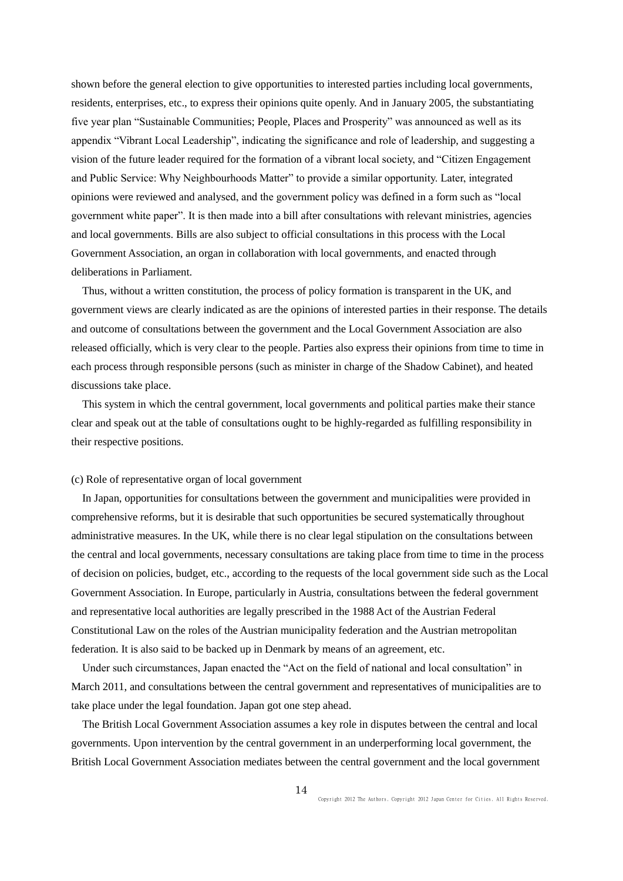shown before the general election to give opportunities to interested parties including local governments, residents, enterprises, etc., to express their opinions quite openly. And in January 2005, the substantiating five year plan "Sustainable Communities; People, Places and Prosperity" was announced as well as its appendix "Vibrant Local Leadership", indicating the significance and role of leadership, and suggesting a vision of the future leader required for the formation of a vibrant local society, and "Citizen Engagement and Public Service: Why Neighbourhoods Matter" to provide a similar opportunity. Later, integrated opinions were reviewed and analysed, and the government policy was defined in a form such as "local government white paper". It is then made into a bill after consultations with relevant ministries, agencies and local governments. Bills are also subject to official consultations in this process with the Local Government Association, an organ in collaboration with local governments, and enacted through deliberations in Parliament.

Thus, without a written constitution, the process of policy formation is transparent in the UK, and government views are clearly indicated as are the opinions of interested parties in their response. The details and outcome of consultations between the government and the Local Government Association are also released officially, which is very clear to the people. Parties also express their opinions from time to time in each process through responsible persons (such as minister in charge of the Shadow Cabinet), and heated discussions take place.

This system in which the central government, local governments and political parties make their stance clear and speak out at the table of consultations ought to be highly-regarded as fulfilling responsibility in their respective positions.

(c) Role of representative organ of local government

In Japan, opportunities for consultations between the government and municipalities were provided in comprehensive reforms, but it is desirable that such opportunities be secured systematically throughout administrative measures. In the UK, while there is no clear legal stipulation on the consultations between the central and local governments, necessary consultations are taking place from time to time in the process of decision on policies, budget, etc., according to the requests of the local government side such as the Local Government Association. In Europe, particularly in Austria, consultations between the federal government and representative local authorities are legally prescribed in the 1988 Act of the Austrian Federal Constitutional Law on the roles of the Austrian municipality federation and the Austrian metropolitan federation. It is also said to be backed up in Denmark by means of an agreement, etc.

Under such circumstances, Japan enacted the "Act on the field of national and local consultation" in March 2011, and consultations between the central government and representatives of municipalities are to take place under the legal foundation. Japan got one step ahead.

The British Local Government Association assumes a key role in disputes between the central and local governments. Upon intervention by the central government in an underperforming local government, the British Local Government Association mediates between the central government and the local government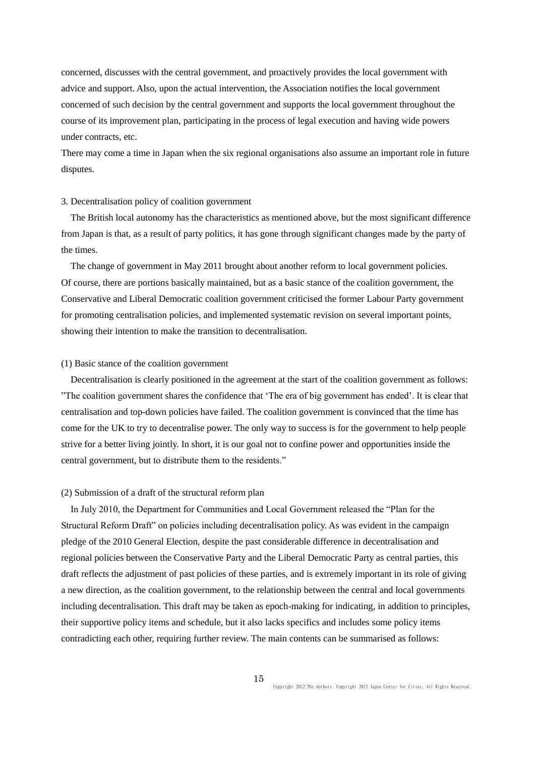concerned, discusses with the central government, and proactively provides the local government with advice and support. Also, upon the actual intervention, the Association notifies the local government concerned of such decision by the central government and supports the local government throughout the course of its improvement plan, participating in the process of legal execution and having wide powers under contracts, etc.

There may come a time in Japan when the six regional organisations also assume an important role in future disputes.

### 3. Decentralisation policy of coalition government

The British local autonomy has the characteristics as mentioned above, but the most significant difference from Japan is that, as a result of party politics, it has gone through significant changes made by the party of the times.

The change of government in May 2011 brought about another reform to local government policies. Of course, there are portions basically maintained, but as a basic stance of the coalition government, the Conservative and Liberal Democratic coalition government criticised the former Labour Party government for promoting centralisation policies, and implemented systematic revision on several important points, showing their intention to make the transition to decentralisation.

#### (1) Basic stance of the coalition government

Decentralisation is clearly positioned in the agreement at the start of the coalition government as follows: "The coalition government shares the confidence that 'The era of big government has ended'. It is clear that centralisation and top-down policies have failed. The coalition government is convinced that the time has come for the UK to try to decentralise power. The only way to success is for the government to help people strive for a better living jointly. In short, it is our goal not to confine power and opportunities inside the central government, but to distribute them to the residents."

#### (2) Submission of a draft of the structural reform plan

In July 2010, the Department for Communities and Local Government released the "Plan for the Structural Reform Draft" on policies including decentralisation policy. As was evident in the campaign pledge of the 2010 General Election, despite the past considerable difference in decentralisation and regional policies between the Conservative Party and the Liberal Democratic Party as central parties, this draft reflects the adjustment of past policies of these parties, and is extremely important in its role of giving a new direction, as the coalition government, to the relationship between the central and local governments including decentralisation. This draft may be taken as epoch-making for indicating, in addition to principles, their supportive policy items and schedule, but it also lacks specifics and includes some policy items contradicting each other, requiring further review. The main contents can be summarised as follows: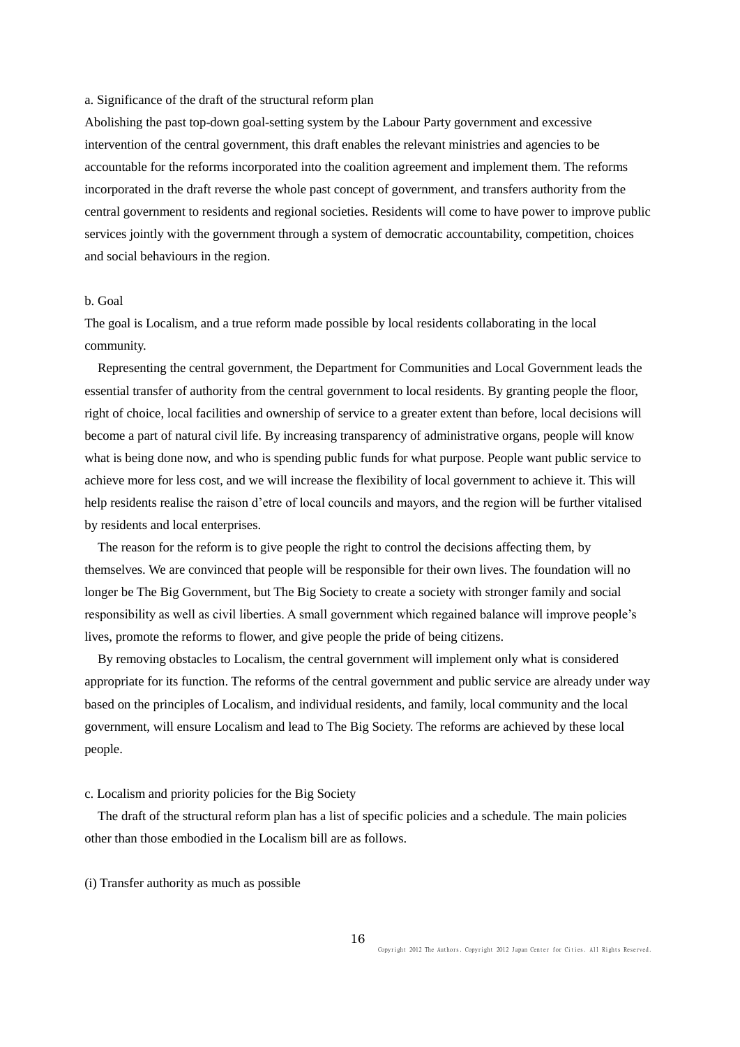a. Significance of the draft of the structural reform plan

Abolishing the past top-down goal-setting system by the Labour Party government and excessive intervention of the central government, this draft enables the relevant ministries and agencies to be accountable for the reforms incorporated into the coalition agreement and implement them. The reforms incorporated in the draft reverse the whole past concept of government, and transfers authority from the central government to residents and regional societies. Residents will come to have power to improve public services jointly with the government through a system of democratic accountability, competition, choices and social behaviours in the region.

b. Goal

The goal is Localism, and a true reform made possible by local residents collaborating in the local community.

Representing the central government, the Department for Communities and Local Government leads the essential transfer of authority from the central government to local residents. By granting people the floor, right of choice, local facilities and ownership of service to a greater extent than before, local decisions will become a part of natural civil life. By increasing transparency of administrative organs, people will know what is being done now, and who is spending public funds for what purpose. People want public service to achieve more for less cost, and we will increase the flexibility of local government to achieve it. This will help residents realise the raison d'etre of local councils and mayors, and the region will be further vitalised by residents and local enterprises.

The reason for the reform is to give people the right to control the decisions affecting them, by themselves. We are convinced that people will be responsible for their own lives. The foundation will no longer be The Big Government, but The Big Society to create a society with stronger family and social responsibility as well as civil liberties. A small government which regained balance will improve people's lives, promote the reforms to flower, and give people the pride of being citizens.

By removing obstacles to Localism, the central government will implement only what is considered appropriate for its function. The reforms of the central government and public service are already under way based on the principles of Localism, and individual residents, and family, local community and the local government, will ensure Localism and lead to The Big Society. The reforms are achieved by these local people.

c. Localism and priority policies for the Big Society

The draft of the structural reform plan has a list of specific policies and a schedule. The main policies other than those embodied in the Localism bill are as follows.

(i) Transfer authority as much as possible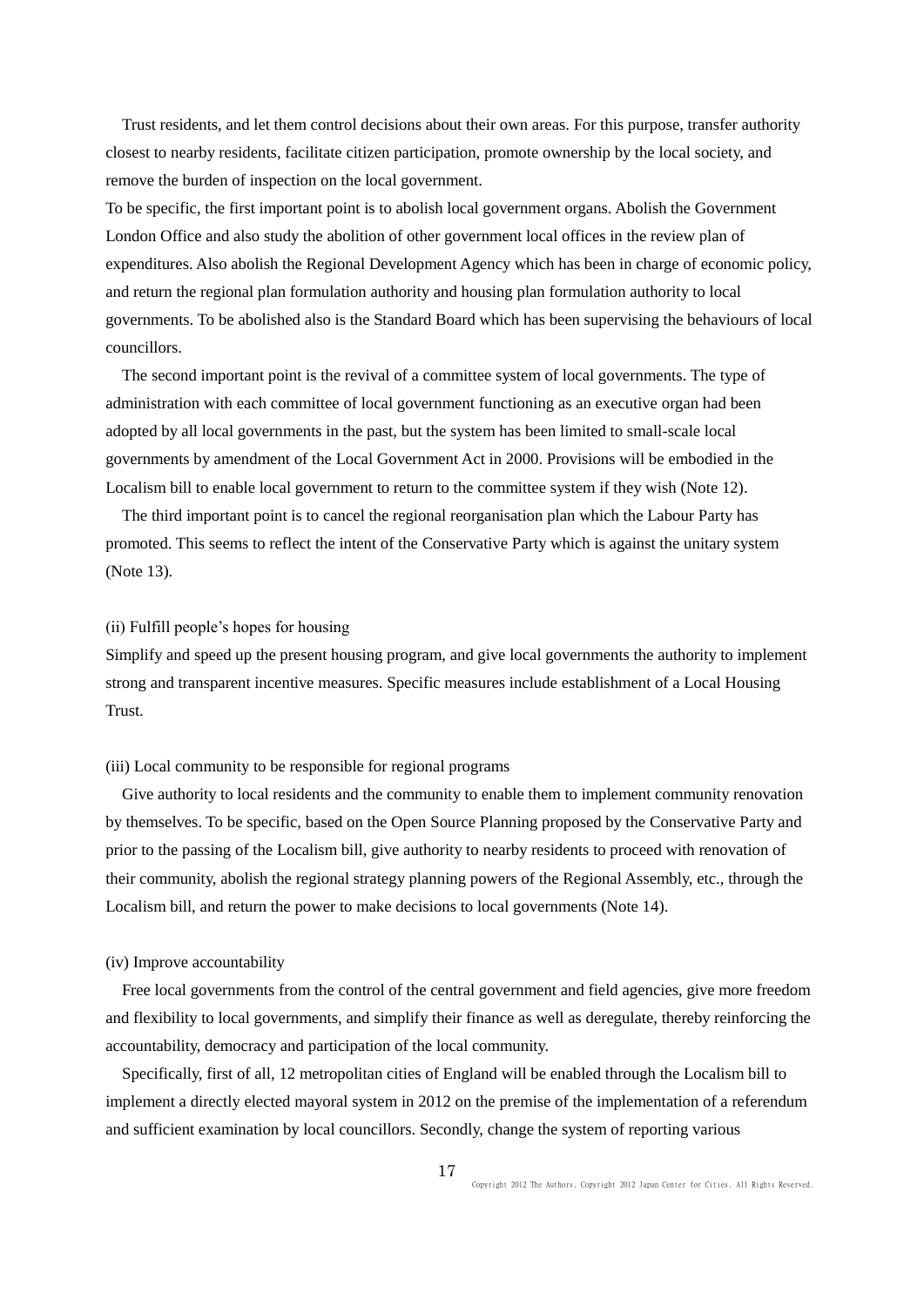Trust residents, and let them control decisions about their own areas. For this purpose, transfer authority closest to nearby residents, facilitate citizen participation, promote ownership by the local society, and remove the burden of inspection on the local government.

To be specific, the first important point is to abolish local government organs. Abolish the Government London Office and also study the abolition of other government local offices in the review plan of expenditures. Also abolish the Regional Development Agency which has been in charge of economic policy, and return the regional plan formulation authority and housing plan formulation authority to local governments. To be abolished also is the Standard Board which has been supervising the behaviours of local councillors.

The second important point is the revival of a committee system of local governments. The type of administration with each committee of local government functioning as an executive organ had been adopted by all local governments in the past, but the system has been limited to small-scale local governments by amendment of the Local Government Act in 2000. Provisions will be embodied in the Localism bill to enable local government to return to the committee system if they wish (Note 12).

The third important point is to cancel the regional reorganisation plan which the Labour Party has promoted. This seems to reflect the intent of the Conservative Party which is against the unitary system (Note 13).

(ii) Fulfill people's hopes for housing

Simplify and speed up the present housing program, and give local governments the authority to implement strong and transparent incentive measures. Specific measures include establishment of a Local Housing Trust.

(iii) Local community to be responsible for regional programs

Give authority to local residents and the community to enable them to implement community renovation by themselves. To be specific, based on the Open Source Planning proposed by the Conservative Party and prior to the passing of the Localism bill, give authority to nearby residents to proceed with renovation of their community, abolish the regional strategy planning powers of the Regional Assembly, etc., through the Localism bill, and return the power to make decisions to local governments (Note 14).

(iv) Improve accountability

Free local governments from the control of the central government and field agencies, give more freedom and flexibility to local governments, and simplify their finance as well as deregulate, thereby reinforcing the accountability, democracy and participation of the local community.

Specifically, first of all, 12 metropolitan cities of England will be enabled through the Localism bill to implement a directly elected mayoral system in 2012 on the premise of the implementation of a referendum and sufficient examination by local councillors. Secondly, change the system of reporting various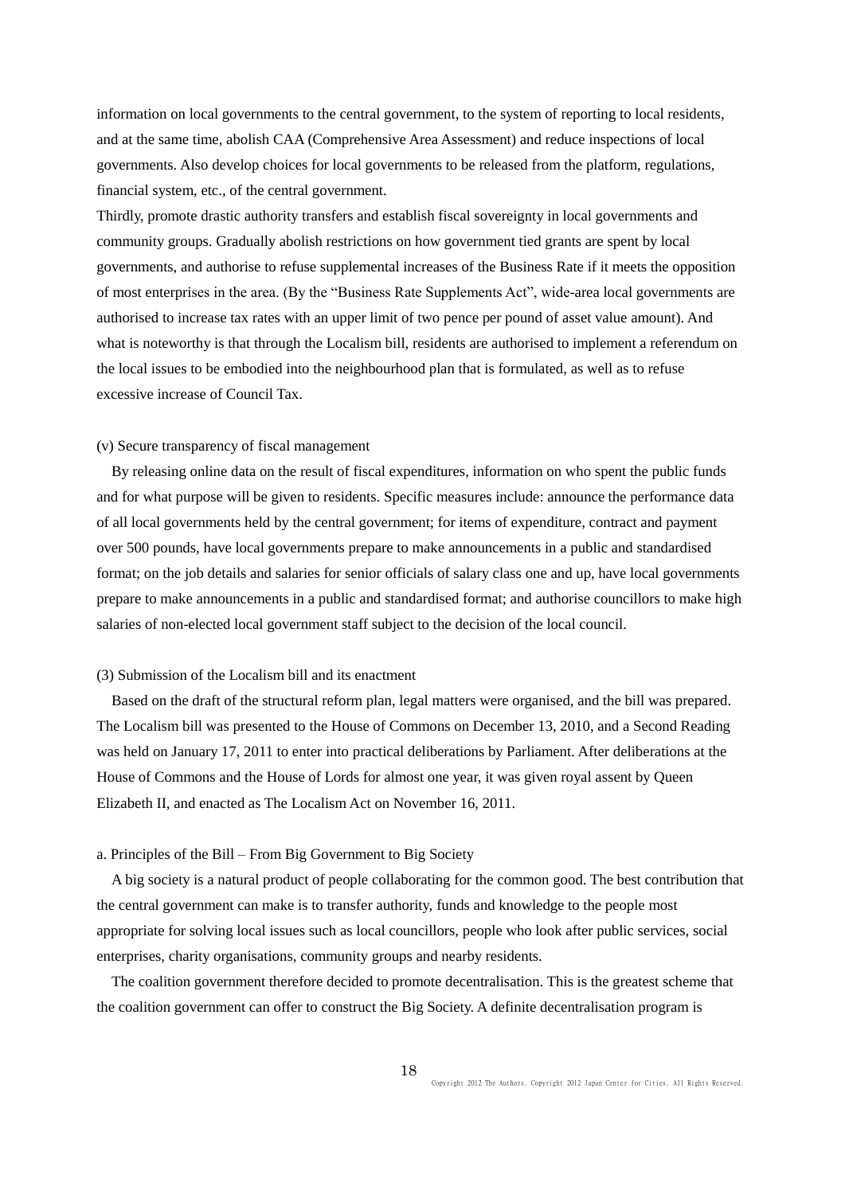information on local governments to the central government, to the system of reporting to local residents, and at the same time, abolish CAA (Comprehensive Area Assessment) and reduce inspections of local governments. Also develop choices for local governments to be released from the platform, regulations, financial system, etc., of the central government.

Thirdly, promote drastic authority transfers and establish fiscal sovereignty in local governments and community groups. Gradually abolish restrictions on how government tied grants are spent by local governments, and authorise to refuse supplemental increases of the Business Rate if it meets the opposition of most enterprises in the area. (By the "Business Rate Supplements Act", wide-area local governments are authorised to increase tax rates with an upper limit of two pence per pound of asset value amount). And what is noteworthy is that through the Localism bill, residents are authorised to implement a referendum on the local issues to be embodied into the neighbourhood plan that is formulated, as well as to refuse excessive increase of Council Tax.

(v) Secure transparency of fiscal management

By releasing online data on the result of fiscal expenditures, information on who spent the public funds and for what purpose will be given to residents. Specific measures include: announce the performance data of all local governments held by the central government; for items of expenditure, contract and payment over 500 pounds, have local governments prepare to make announcements in a public and standardised format; on the job details and salaries for senior officials of salary class one and up, have local governments prepare to make announcements in a public and standardised format; and authorise councillors to make high salaries of non-elected local government staff subject to the decision of the local council.

(3) Submission of the Localism bill and its enactment

Based on the draft of the structural reform plan, legal matters were organised, and the bill was prepared. The Localism bill was presented to the House of Commons on December 13, 2010, and a Second Reading was held on January 17, 2011 to enter into practical deliberations by Parliament. After deliberations at the House of Commons and the House of Lords for almost one year, it was given royal assent by Queen Elizabeth II, and enacted as The Localism Act on November 16, 2011.

a. Principles of the Bill – From Big Government to Big Society

A big society is a natural product of people collaborating for the common good. The best contribution that the central government can make is to transfer authority, funds and knowledge to the people most appropriate for solving local issues such as local councillors, people who look after public services, social enterprises, charity organisations, community groups and nearby residents.

The coalition government therefore decided to promote decentralisation. This is the greatest scheme that the coalition government can offer to construct the Big Society. A definite decentralisation program is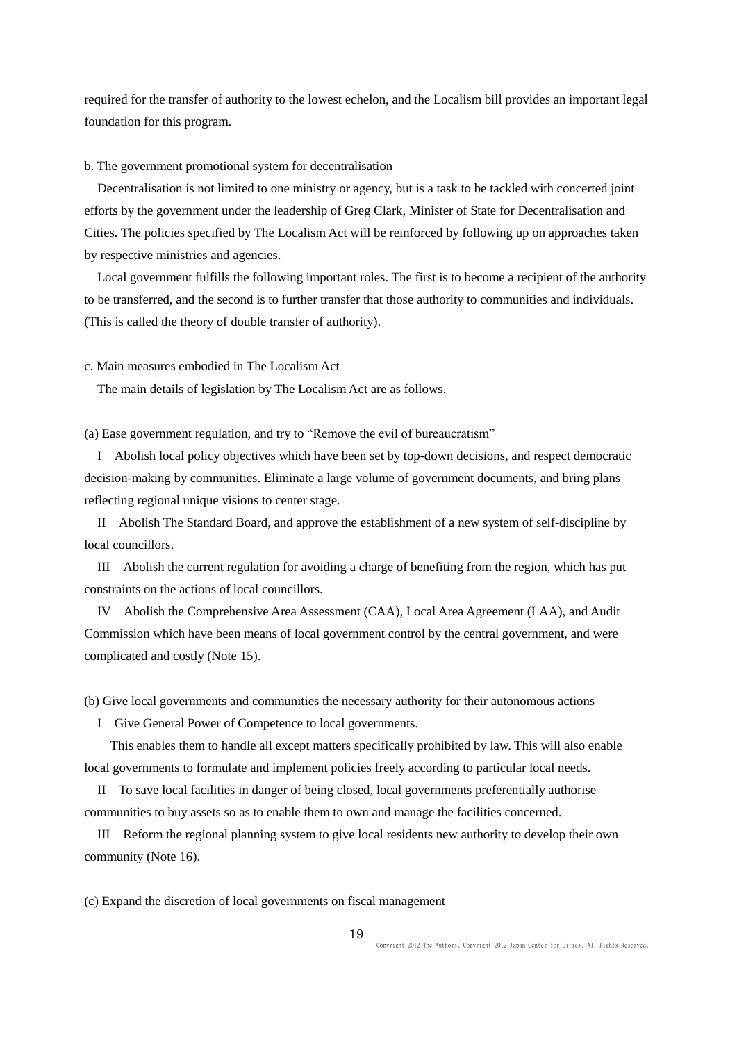required for the transfer of authority to the lowest echelon, and the Localism bill provides an important legal foundation for this program.

b. The government promotional system for decentralisation

Decentralisation is not limited to one ministry or agency, but is a task to be tackled with concerted joint efforts by the government under the leadership of Greg Clark, Minister of State for Decentralisation and Cities. The policies specified by The Localism Act will be reinforced by following up on approaches taken by respective ministries and agencies.

Local government fulfills the following important roles. The first is to become a recipient of the authority to be transferred, and the second is to further transfer that those authority to communities and individuals. (This is called the theory of double transfer of authority).

c. Main measures embodied in The Localism Act

The main details of legislation by The Localism Act are as follows.

(a) Ease government regulation, and try to "Remove the evil of bureaucratism"

I Abolish local policy objectives which have been set by top-down decisions, and respect democratic decision-making by communities. Eliminate a large volume of government documents, and bring plans reflecting regional unique visions to center stage.

II Abolish The Standard Board, and approve the establishment of a new system of self-discipline by local councillors.

III Abolish the current regulation for avoiding a charge of benefiting from the region, which has put constraints on the actions of local councillors.

IV Abolish the Comprehensive Area Assessment (CAA), Local Area Agreement (LAA), and Audit Commission which have been means of local government control by the central government, and were complicated and costly (Note 15).

(b) Give local governments and communities the necessary authority for their autonomous actions

I Give General Power of Competence to local governments.

This enables them to handle all except matters specifically prohibited by law. This will also enable local governments to formulate and implement policies freely according to particular local needs.

II To save local facilities in danger of being closed, local governments preferentially authorise communities to buy assets so as to enable them to own and manage the facilities concerned.

III Reform the regional planning system to give local residents new authority to develop their own community (Note 16).

(c) Expand the discretion of local governments on fiscal management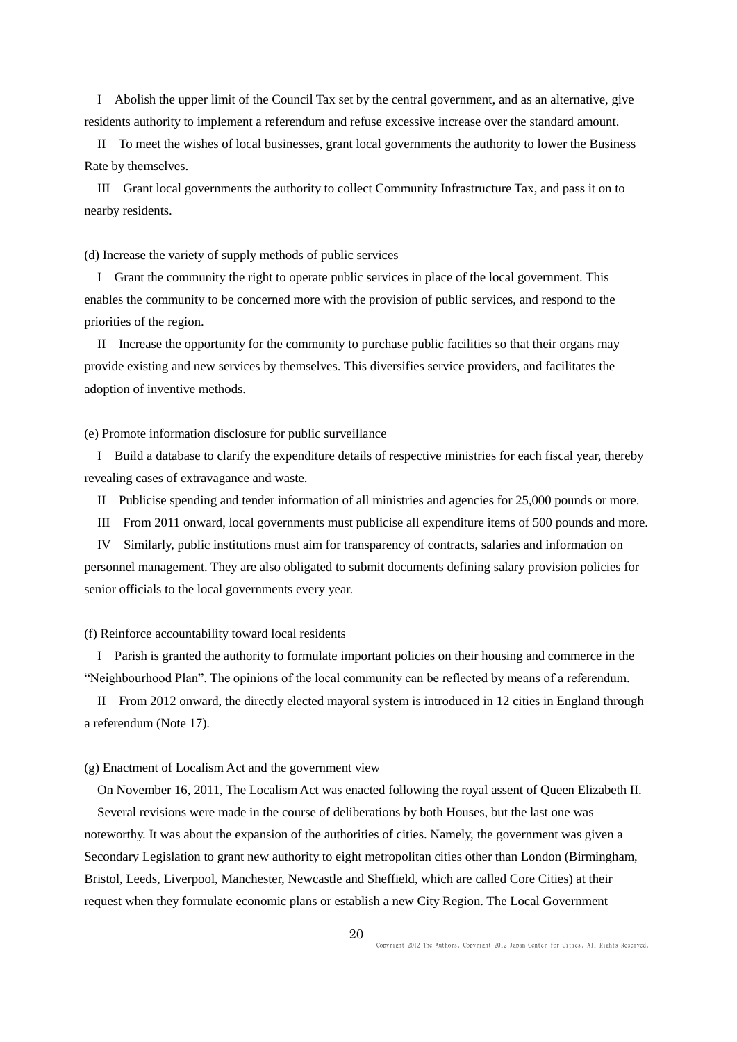I　Abolish the upper limit of the Council Tax set by the central government, and as an alternative, give residents authority to implement a referendum and refuse excessive increase over the standard amount.

II　To meet the wishes of local businesses, grant local governments the authority to lower the Business Rate by themselves.

III　Grant local governments the authority to collect Community Infrastructure Tax, and pass it on to nearby residents.

(d) Increase the variety of supply methods of public services

I　Grant the community the right to operate public services in place of the local government. This enables the community to be concerned more with the provision of public services, and respond to the priorities of the region.

II　Increase the opportunity for the community to purchase public facilities so that their organs may provide existing and new services by themselves. This diversifies service providers, and facilitates the adoption of inventive methods.

(e) Promote information disclosure for public surveillance

I　Build a database to clarify the expenditure details of respective ministries for each fiscal year, thereby revealing cases of extravagance and waste.

II　Publicise spending and tender information of all ministries and agencies for 25,000 pounds or more.

III　From 2011 onward, local governments must publicise all expenditure items of 500 pounds and more.

IV　Similarly, public institutions must aim for transparency of contracts, salaries and information on personnel management. They are also obligated to submit documents defining salary provision policies for senior officials to the local governments every year.

(f) Reinforce accountability toward local residents

I　Parish is granted the authority to formulate important policies on their housing and commerce in the "Neighbourhood Plan". The opinions of the local community can be reflected by means of a referendum.

II　From 2012 onward, the directly elected mayoral system is introduced in 12 cities in England through a referendum (Note 17).

(g) Enactment of Localism Act and the government view

On November 16, 2011, The Localism Act was enacted following the royal assent of Queen Elizabeth II.

Several revisions were made in the course of deliberations by both Houses, but the last one was noteworthy. It was about the expansion of the authorities of cities. Namely, the government was given a Secondary Legislation to grant new authority to eight metropolitan cities other than London (Birmingham, Bristol, Leeds, Liverpool, Manchester, Newcastle and Sheffield, which are called Core Cities) at their request when they formulate economic plans or establish a new City Region. The Local Government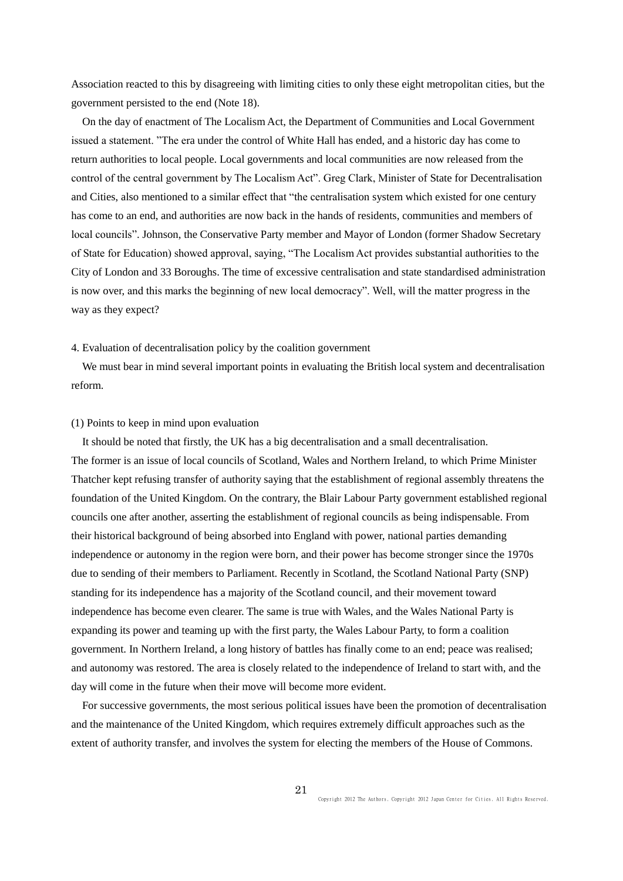Association reacted to this by disagreeing with limiting cities to only these eight metropolitan cities, but the government persisted to the end (Note 18).

On the day of enactment of The Localism Act, the Department of Communities and Local Government issued a statement. "The era under the control of White Hall has ended, and a historic day has come to return authorities to local people. Local governments and local communities are now released from the control of the central government by The Localism Act". Greg Clark, Minister of State for Decentralisation and Cities, also mentioned to a similar effect that "the centralisation system which existed for one century has come to an end, and authorities are now back in the hands of residents, communities and members of local councils". Johnson, the Conservative Party member and Mayor of London (former Shadow Secretary of State for Education) showed approval, saying, "The Localism Act provides substantial authorities to the City of London and 33 Boroughs. The time of excessive centralisation and state standardised administration is now over, and this marks the beginning of new local democracy". Well, will the matter progress in the way as they expect?

## 4. Evaluation of decentralisation policy by the coalition government

We must bear in mind several important points in evaluating the British local system and decentralisation reform.

### (1) Points to keep in mind upon evaluation

It should be noted that firstly, the UK has a big decentralisation and a small decentralisation. The former is an issue of local councils of Scotland, Wales and Northern Ireland, to which Prime Minister Thatcher kept refusing transfer of authority saying that the establishment of regional assembly threatens the foundation of the United Kingdom. On the contrary, the Blair Labour Party government established regional councils one after another, asserting the establishment of regional councils as being indispensable. From their historical background of being absorbed into England with power, national parties demanding independence or autonomy in the region were born, and their power has become stronger since the 1970s due to sending of their members to Parliament. Recently in Scotland, the Scotland National Party (SNP) standing for its independence has a majority of the Scotland council, and their movement toward independence has become even clearer. The same is true with Wales, and the Wales National Party is expanding its power and teaming up with the first party, the Wales Labour Party, to form a coalition government. In Northern Ireland, a long history of battles has finally come to an end; peace was realised; and autonomy was restored. The area is closely related to the independence of Ireland to start with, and the day will come in the future when their move will become more evident.

For successive governments, the most serious political issues have been the promotion of decentralisation and the maintenance of the United Kingdom, which requires extremely difficult approaches such as the extent of authority transfer, and involves the system for electing the members of the House of Commons.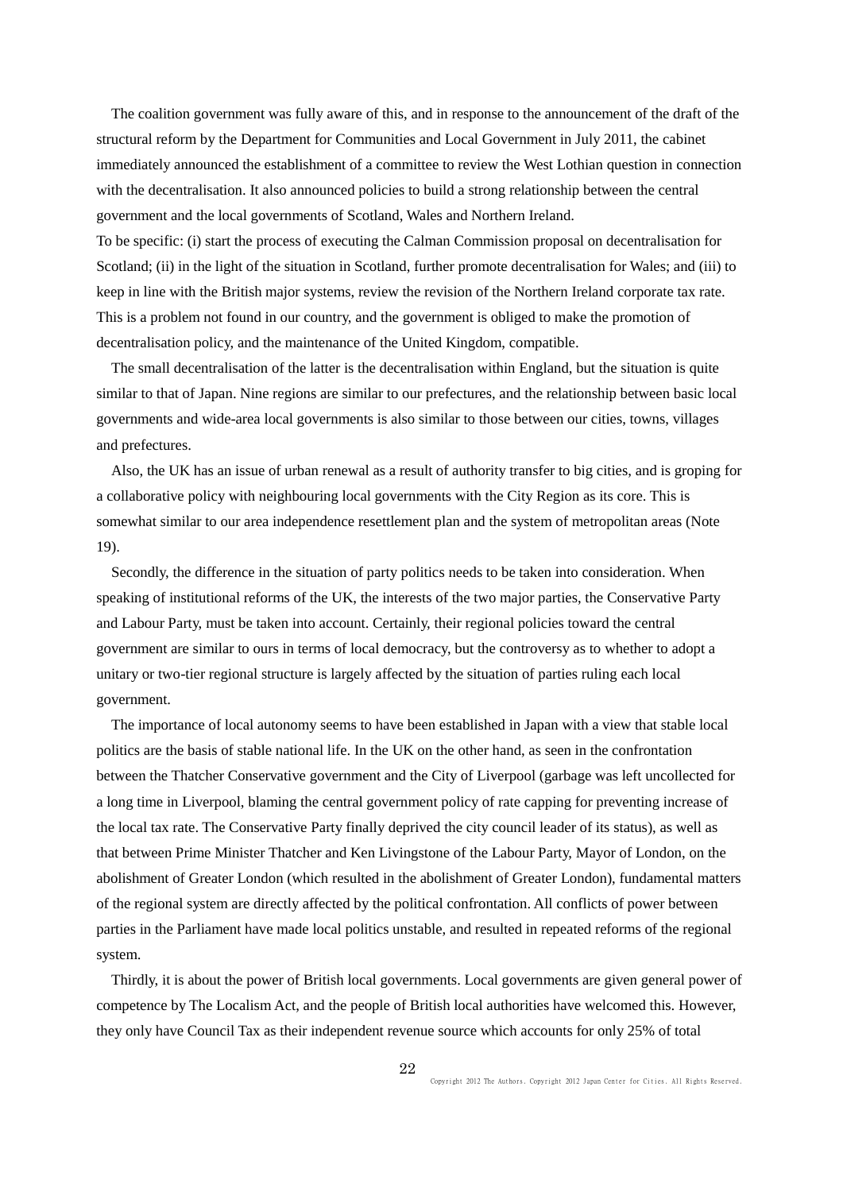The coalition government was fully aware of this, and in response to the announcement of the draft of the structural reform by the Department for Communities and Local Government in July 2011, the cabinet immediately announced the establishment of a committee to review the West Lothian question in connection with the decentralisation. It also announced policies to build a strong relationship between the central government and the local governments of Scotland, Wales and Northern Ireland.

To be specific: (i) start the process of executing the Calman Commission proposal on decentralisation for Scotland; (ii) in the light of the situation in Scotland, further promote decentralisation for Wales; and (iii) to keep in line with the British major systems, review the revision of the Northern Ireland corporate tax rate. This is a problem not found in our country, and the government is obliged to make the promotion of decentralisation policy, and the maintenance of the United Kingdom, compatible.

The small decentralisation of the latter is the decentralisation within England, but the situation is quite similar to that of Japan. Nine regions are similar to our prefectures, and the relationship between basic local governments and wide-area local governments is also similar to those between our cities, towns, villages and prefectures.

Also, the UK has an issue of urban renewal as a result of authority transfer to big cities, and is groping for a collaborative policy with neighbouring local governments with the City Region as its core. This is somewhat similar to our area independence resettlement plan and the system of metropolitan areas (Note 19).

Secondly, the difference in the situation of party politics needs to be taken into consideration. When speaking of institutional reforms of the UK, the interests of the two major parties, the Conservative Party and Labour Party, must be taken into account. Certainly, their regional policies toward the central government are similar to ours in terms of local democracy, but the controversy as to whether to adopt a unitary or two-tier regional structure is largely affected by the situation of parties ruling each local government.

The importance of local autonomy seems to have been established in Japan with a view that stable local politics are the basis of stable national life. In the UK on the other hand, as seen in the confrontation between the Thatcher Conservative government and the City of Liverpool (garbage was left uncollected for a long time in Liverpool, blaming the central government policy of rate capping for preventing increase of the local tax rate. The Conservative Party finally deprived the city council leader of its status), as well as that between Prime Minister Thatcher and Ken Livingstone of the Labour Party, Mayor of London, on the abolishment of Greater London (which resulted in the abolishment of Greater London), fundamental matters of the regional system are directly affected by the political confrontation. All conflicts of power between parties in the Parliament have made local politics unstable, and resulted in repeated reforms of the regional system.

Thirdly, it is about the power of British local governments. Local governments are given general power of competence by The Localism Act, and the people of British local authorities have welcomed this. However, they only have Council Tax as their independent revenue source which accounts for only 25% of total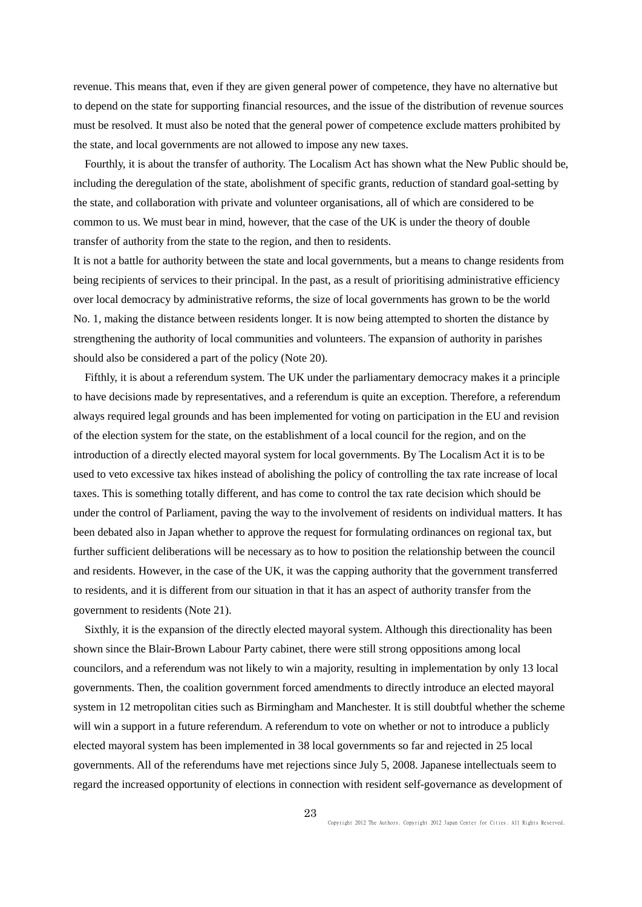revenue. This means that, even if they are given general power of competence, they have no alternative but to depend on the state for supporting financial resources, and the issue of the distribution of revenue sources must be resolved. It must also be noted that the general power of competence exclude matters prohibited by the state, and local governments are not allowed to impose any new taxes.

Fourthly, it is about the transfer of authority. The Localism Act has shown what the New Public should be, including the deregulation of the state, abolishment of specific grants, reduction of standard goal-setting by the state, and collaboration with private and volunteer organisations, all of which are considered to be common to us. We must bear in mind, however, that the case of the UK is under the theory of double transfer of authority from the state to the region, and then to residents.

It is not a battle for authority between the state and local governments, but a means to change residents from being recipients of services to their principal. In the past, as a result of prioritising administrative efficiency over local democracy by administrative reforms, the size of local governments has grown to be the world No. 1, making the distance between residents longer. It is now being attempted to shorten the distance by strengthening the authority of local communities and volunteers. The expansion of authority in parishes should also be considered a part of the policy (Note 20).

Fifthly, it is about a referendum system. The UK under the parliamentary democracy makes it a principle to have decisions made by representatives, and a referendum is quite an exception. Therefore, a referendum always required legal grounds and has been implemented for voting on participation in the EU and revision of the election system for the state, on the establishment of a local council for the region, and on the introduction of a directly elected mayoral system for local governments. By The Localism Act it is to be used to veto excessive tax hikes instead of abolishing the policy of controlling the tax rate increase of local taxes. This is something totally different, and has come to control the tax rate decision which should be under the control of Parliament, paving the way to the involvement of residents on individual matters. It has been debated also in Japan whether to approve the request for formulating ordinances on regional tax, but further sufficient deliberations will be necessary as to how to position the relationship between the council and residents. However, in the case of the UK, it was the capping authority that the government transferred to residents, and it is different from our situation in that it has an aspect of authority transfer from the government to residents (Note 21).

Sixthly, it is the expansion of the directly elected mayoral system. Although this directionality has been shown since the Blair-Brown Labour Party cabinet, there were still strong oppositions among local councilors, and a referendum was not likely to win a majority, resulting in implementation by only 13 local governments. Then, the coalition government forced amendments to directly introduce an elected mayoral system in 12 metropolitan cities such as Birmingham and Manchester. It is still doubtful whether the scheme will win a support in a future referendum. A referendum to vote on whether or not to introduce a publicly elected mayoral system has been implemented in 38 local governments so far and rejected in 25 local governments. All of the referendums have met rejections since July 5, 2008. Japanese intellectuals seem to regard the increased opportunity of elections in connection with resident self-governance as development of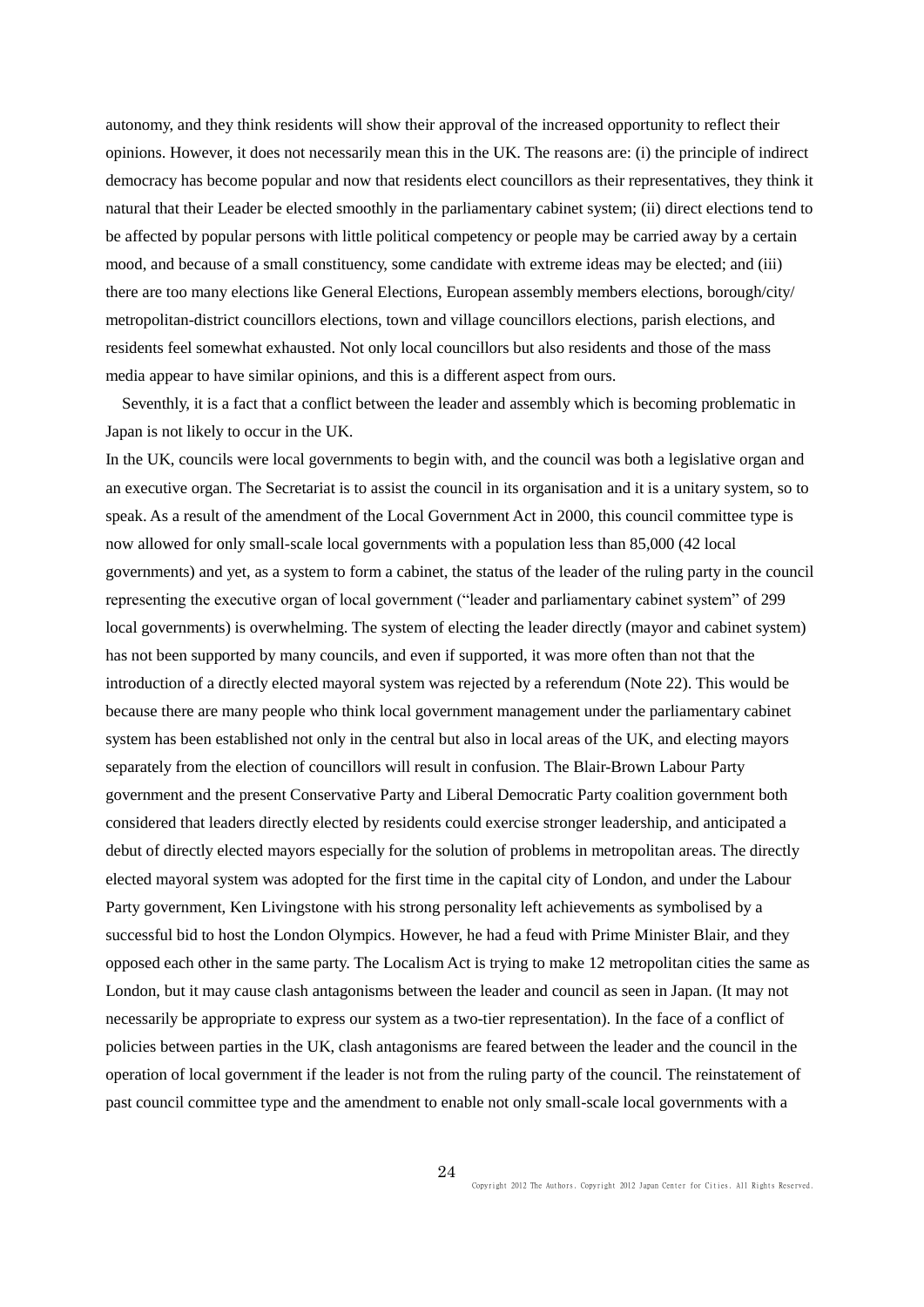autonomy, and they think residents will show their approval of the increased opportunity to reflect their opinions. However, it does not necessarily mean this in the UK. The reasons are: (i) the principle of indirect democracy has become popular and now that residents elect councillors as their representatives, they think it natural that their Leader be elected smoothly in the parliamentary cabinet system; (ii) direct elections tend to be affected by popular persons with little political competency or people may be carried away by a certain mood, and because of a small constituency, some candidate with extreme ideas may be elected; and (iii) there are too many elections like General Elections, European assembly members elections, borough/city/ metropolitan-district councillors elections, town and village councillors elections, parish elections, and residents feel somewhat exhausted. Not only local councillors but also residents and those of the mass media appear to have similar opinions, and this is a different aspect from ours.

Seventhly, it is a fact that a conflict between the leader and assembly which is becoming problematic in Japan is not likely to occur in the UK.

In the UK, councils were local governments to begin with, and the council was both a legislative organ and an executive organ. The Secretariat is to assist the council in its organisation and it is a unitary system, so to speak. As a result of the amendment of the Local Government Act in 2000, this council committee type is now allowed for only small-scale local governments with a population less than 85,000 (42 local governments) and yet, as a system to form a cabinet, the status of the leader of the ruling party in the council representing the executive organ of local government ("leader and parliamentary cabinet system" of 299 local governments) is overwhelming. The system of electing the leader directly (mayor and cabinet system) has not been supported by many councils, and even if supported, it was more often than not that the introduction of a directly elected mayoral system was rejected by a referendum (Note 22). This would be because there are many people who think local government management under the parliamentary cabinet system has been established not only in the central but also in local areas of the UK, and electing mayors separately from the election of councillors will result in confusion. The Blair-Brown Labour Party government and the present Conservative Party and Liberal Democratic Party coalition government both considered that leaders directly elected by residents could exercise stronger leadership, and anticipated a debut of directly elected mayors especially for the solution of problems in metropolitan areas. The directly elected mayoral system was adopted for the first time in the capital city of London, and under the Labour Party government, Ken Livingstone with his strong personality left achievements as symbolised by a successful bid to host the London Olympics. However, he had a feud with Prime Minister Blair, and they opposed each other in the same party. The Localism Act is trying to make 12 metropolitan cities the same as London, but it may cause clash antagonisms between the leader and council as seen in Japan. (It may not necessarily be appropriate to express our system as a two-tier representation). In the face of a conflict of policies between parties in the UK, clash antagonisms are feared between the leader and the council in the operation of local government if the leader is not from the ruling party of the council. The reinstatement of past council committee type and the amendment to enable not only small-scale local governments with a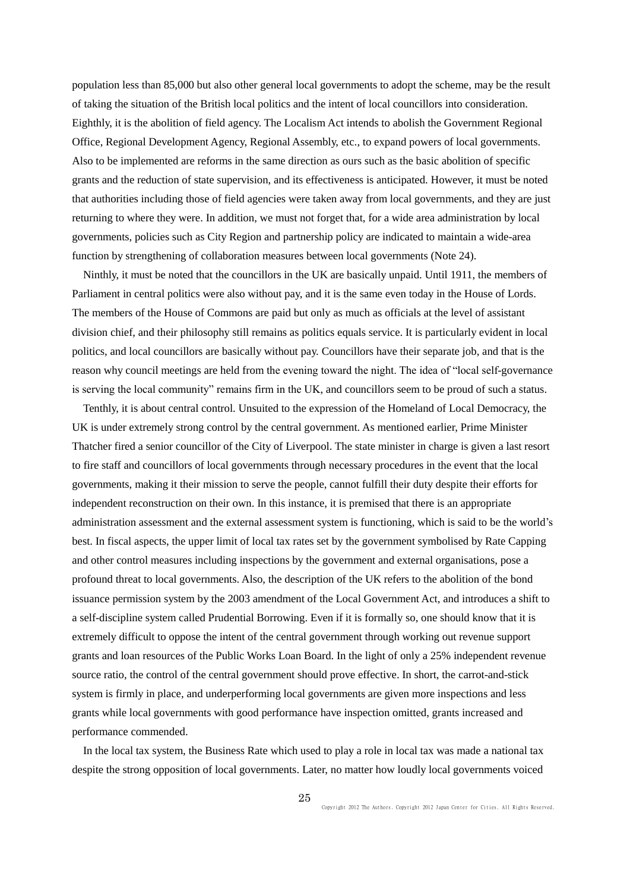population less than 85,000 but also other general local governments to adopt the scheme, may be the result of taking the situation of the British local politics and the intent of local councillors into consideration. Eighthly, it is the abolition of field agency. The Localism Act intends to abolish the Government Regional Office, Regional Development Agency, Regional Assembly, etc., to expand powers of local governments. Also to be implemented are reforms in the same direction as ours such as the basic abolition of specific grants and the reduction of state supervision, and its effectiveness is anticipated. However, it must be noted that authorities including those of field agencies were taken away from local governments, and they are just returning to where they were. In addition, we must not forget that, for a wide area administration by local governments, policies such as City Region and partnership policy are indicated to maintain a wide-area function by strengthening of collaboration measures between local governments (Note 24).

Ninthly, it must be noted that the councillors in the UK are basically unpaid. Until 1911, the members of Parliament in central politics were also without pay, and it is the same even today in the House of Lords. The members of the House of Commons are paid but only as much as officials at the level of assistant division chief, and their philosophy still remains as politics equals service. It is particularly evident in local politics, and local councillors are basically without pay. Councillors have their separate job, and that is the reason why council meetings are held from the evening toward the night. The idea of "local self-governance is serving the local community" remains firm in the UK, and councillors seem to be proud of such a status.

Tenthly, it is about central control. Unsuited to the expression of the Homeland of Local Democracy, the UK is under extremely strong control by the central government. As mentioned earlier, Prime Minister Thatcher fired a senior councillor of the City of Liverpool. The state minister in charge is given a last resort to fire staff and councillors of local governments through necessary procedures in the event that the local governments, making it their mission to serve the people, cannot fulfill their duty despite their efforts for independent reconstruction on their own. In this instance, it is premised that there is an appropriate administration assessment and the external assessment system is functioning, which is said to be the world's best. In fiscal aspects, the upper limit of local tax rates set by the government symbolised by Rate Capping and other control measures including inspections by the government and external organisations, pose a profound threat to local governments. Also, the description of the UK refers to the abolition of the bond issuance permission system by the 2003 amendment of the Local Government Act, and introduces a shift to a self-discipline system called Prudential Borrowing. Even if it is formally so, one should know that it is extremely difficult to oppose the intent of the central government through working out revenue support grants and loan resources of the Public Works Loan Board. In the light of only a 25% independent revenue source ratio, the control of the central government should prove effective. In short, the carrot-and-stick system is firmly in place, and underperforming local governments are given more inspections and less grants while local governments with good performance have inspection omitted, grants increased and performance commended.

In the local tax system, the Business Rate which used to play a role in local tax was made a national tax despite the strong opposition of local governments. Later, no matter how loudly local governments voiced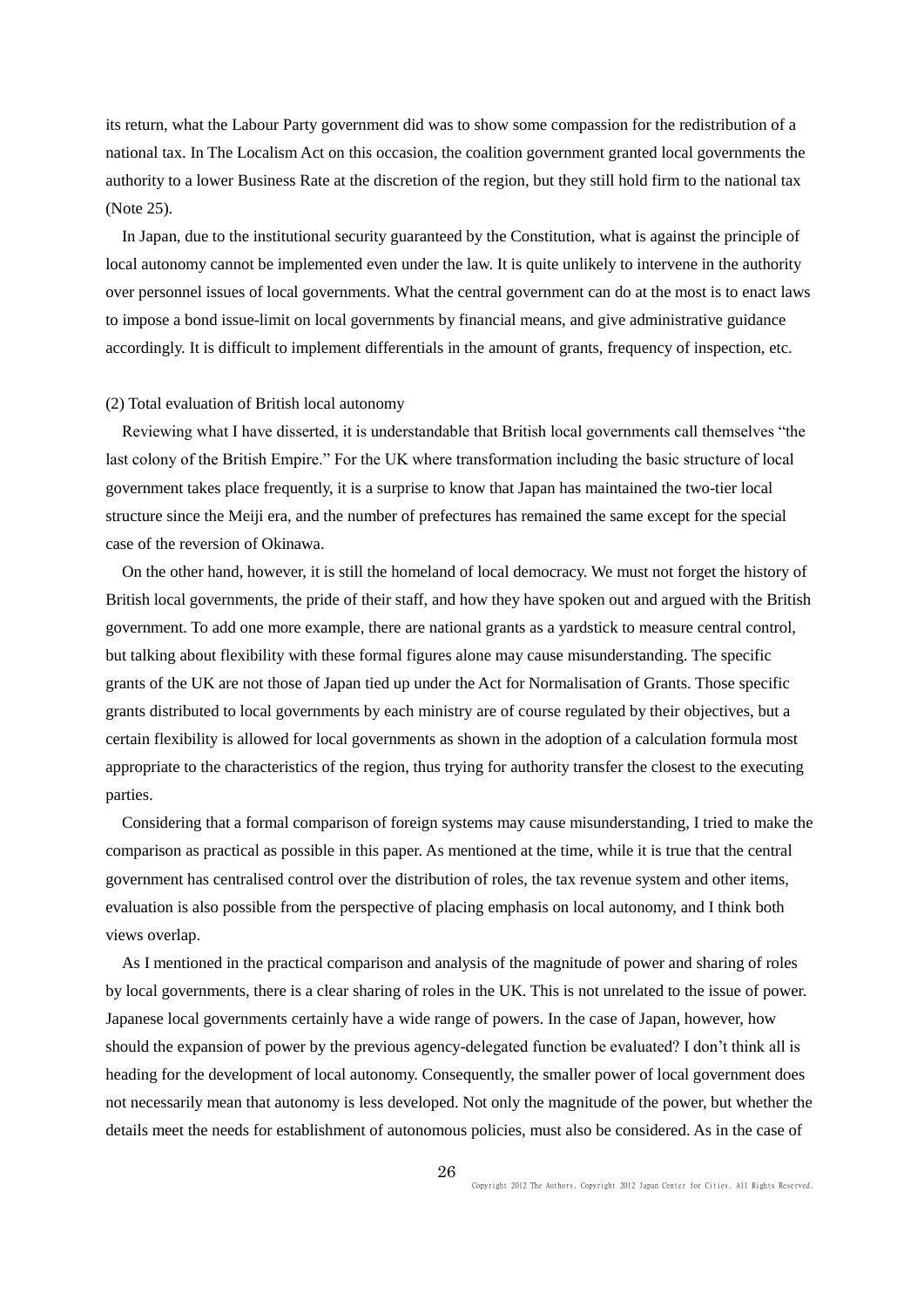its return, what the Labour Party government did was to show some compassion for the redistribution of a national tax. In The Localism Act on this occasion, the coalition government granted local governments the authority to a lower Business Rate at the discretion of the region, but they still hold firm to the national tax (Note 25).

In Japan, due to the institutional security guaranteed by the Constitution, what is against the principle of local autonomy cannot be implemented even under the law. It is quite unlikely to intervene in the authority over personnel issues of local governments. What the central government can do at the most is to enact laws to impose a bond issue-limit on local governments by financial means, and give administrative guidance accordingly. It is difficult to implement differentials in the amount of grants, frequency of inspection, etc.

(2) Total evaluation of British local autonomy

Reviewing what I have disserted, it is understandable that British local governments call themselves "the last colony of the British Empire." For the UK where transformation including the basic structure of local government takes place frequently, it is a surprise to know that Japan has maintained the two-tier local structure since the Meiji era, and the number of prefectures has remained the same except for the special case of the reversion of Okinawa.

On the other hand, however, it is still the homeland of local democracy. We must not forget the history of British local governments, the pride of their staff, and how they have spoken out and argued with the British government. To add one more example, there are national grants as a yardstick to measure central control, but talking about flexibility with these formal figures alone may cause misunderstanding. The specific grants of the UK are not those of Japan tied up under the Act for Normalisation of Grants. Those specific grants distributed to local governments by each ministry are of course regulated by their objectives, but a certain flexibility is allowed for local governments as shown in the adoption of a calculation formula most appropriate to the characteristics of the region, thus trying for authority transfer the closest to the executing parties.

Considering that a formal comparison of foreign systems may cause misunderstanding, I tried to make the comparison as practical as possible in this paper. As mentioned at the time, while it is true that the central government has centralised control over the distribution of roles, the tax revenue system and other items, evaluation is also possible from the perspective of placing emphasis on local autonomy, and I think both views overlap.

As I mentioned in the practical comparison and analysis of the magnitude of power and sharing of roles by local governments, there is a clear sharing of roles in the UK. This is not unrelated to the issue of power. Japanese local governments certainly have a wide range of powers. In the case of Japan, however, how should the expansion of power by the previous agency-delegated function be evaluated? I don't think all is heading for the development of local autonomy. Consequently, the smaller power of local government does not necessarily mean that autonomy is less developed. Not only the magnitude of the power, but whether the details meet the needs for establishment of autonomous policies, must also be considered. As in the case of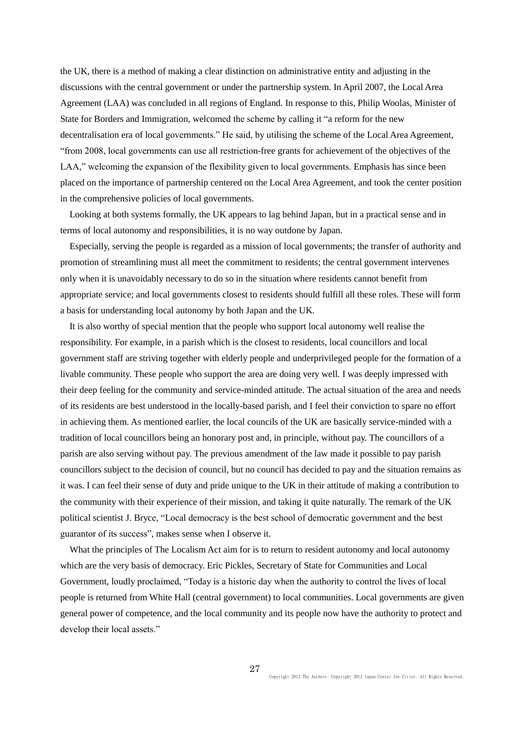the UK, there is a method of making a clear distinction on administrative entity and adjusting in the discussions with the central government or under the partnership system. In April 2007, the Local Area Agreement (LAA) was concluded in all regions of England. In response to this, Philip Woolas, Minister of State for Borders and Immigration, welcomed the scheme by calling it "a reform for the new decentralisation era of local governments." He said, by utilising the scheme of the Local Area Agreement, "from 2008, local governments can use all restriction-free grants for achievement of the objectives of the LAA," welcoming the expansion of the flexibility given to local governments. Emphasis has since been placed on the importance of partnership centered on the Local Area Agreement, and took the center position in the comprehensive policies of local governments.

Looking at both systems formally, the UK appears to lag behind Japan, but in a practical sense and in terms of local autonomy and responsibilities, it is no way outdone by Japan.

Especially, serving the people is regarded as a mission of local governments; the transfer of authority and promotion of streamlining must all meet the commitment to residents; the central government intervenes only when it is unavoidably necessary to do so in the situation where residents cannot benefit from appropriate service; and local governments closest to residents should fulfill all these roles. These will form a basis for understanding local autonomy by both Japan and the UK.

It is also worthy of special mention that the people who support local autonomy well realise the responsibility. For example, in a parish which is the closest to residents, local councillors and local government staff are striving together with elderly people and underprivileged people for the formation of a livable community. These people who support the area are doing very well. I was deeply impressed with their deep feeling for the community and service-minded attitude. The actual situation of the area and needs of its residents are best understood in the locally-based parish, and I feel their conviction to spare no effort in achieving them. As mentioned earlier, the local councils of the UK are basically service-minded with a tradition of local councillors being an honorary post and, in principle, without pay. The councillors of a parish are also serving without pay. The previous amendment of the law made it possible to pay parish councillors subject to the decision of council, but no council has decided to pay and the situation remains as it was. I can feel their sense of duty and pride unique to the UK in their attitude of making a contribution to the community with their experience of their mission, and taking it quite naturally. The remark of the UK political scientist J. Bryce, "Local democracy is the best school of democratic government and the best guarantor of its success", makes sense when I observe it.

What the principles of The Localism Act aim for is to return to resident autonomy and local autonomy which are the very basis of democracy. Eric Pickles, Secretary of State for Communities and Local Government, loudly proclaimed, "Today is a historic day when the authority to control the lives of local people is returned from White Hall (central government) to local communities. Local governments are given general power of competence, and the local community and its people now have the authority to protect and develop their local assets."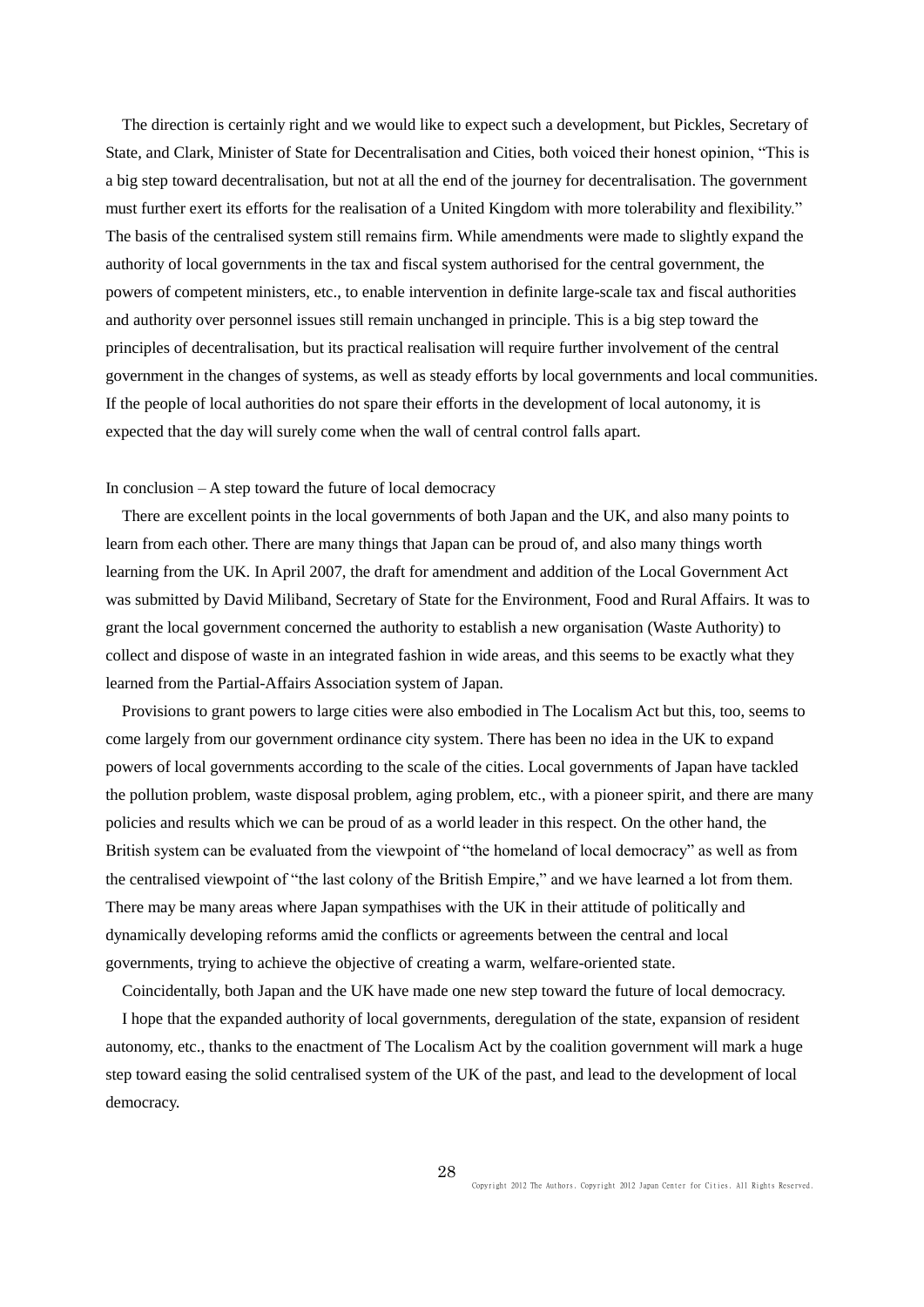The direction is certainly right and we would like to expect such a development, but Pickles, Secretary of State, and Clark, Minister of State for Decentralisation and Cities, both voiced their honest opinion, "This is a big step toward decentralisation, but not at all the end of the journey for decentralisation. The government must further exert its efforts for the realisation of a United Kingdom with more tolerability and flexibility." The basis of the centralised system still remains firm. While amendments were made to slightly expand the authority of local governments in the tax and fiscal system authorised for the central government, the powers of competent ministers, etc., to enable intervention in definite large-scale tax and fiscal authorities and authority over personnel issues still remain unchanged in principle. This is a big step toward the principles of decentralisation, but its practical realisation will require further involvement of the central government in the changes of systems, as well as steady efforts by local governments and local communities. If the people of local authorities do not spare their efforts in the development of local autonomy, it is expected that the day will surely come when the wall of central control falls apart.

## In conclusion – A step toward the future of local democracy

There are excellent points in the local governments of both Japan and the UK, and also many points to learn from each other. There are many things that Japan can be proud of, and also many things worth learning from the UK. In April 2007, the draft for amendment and addition of the Local Government Act was submitted by David Miliband, Secretary of State for the Environment, Food and Rural Affairs. It was to grant the local government concerned the authority to establish a new organisation (Waste Authority) to collect and dispose of waste in an integrated fashion in wide areas, and this seems to be exactly what they learned from the Partial-Affairs Association system of Japan.

Provisions to grant powers to large cities were also embodied in The Localism Act but this, too, seems to come largely from our government ordinance city system. There has been no idea in the UK to expand powers of local governments according to the scale of the cities. Local governments of Japan have tackled the pollution problem, waste disposal problem, aging problem, etc., with a pioneer spirit, and there are many policies and results which we can be proud of as a world leader in this respect. On the other hand, the British system can be evaluated from the viewpoint of "the homeland of local democracy" as well as from the centralised viewpoint of "the last colony of the British Empire," and we have learned a lot from them. There may be many areas where Japan sympathises with the UK in their attitude of politically and dynamically developing reforms amid the conflicts or agreements between the central and local governments, trying to achieve the objective of creating a warm, welfare-oriented state.

Coincidentally, both Japan and the UK have made one new step toward the future of local democracy.

I hope that the expanded authority of local governments, deregulation of the state, expansion of resident autonomy, etc., thanks to the enactment of The Localism Act by the coalition government will mark a huge step toward easing the solid centralised system of the UK of the past, and lead to the development of local democracy.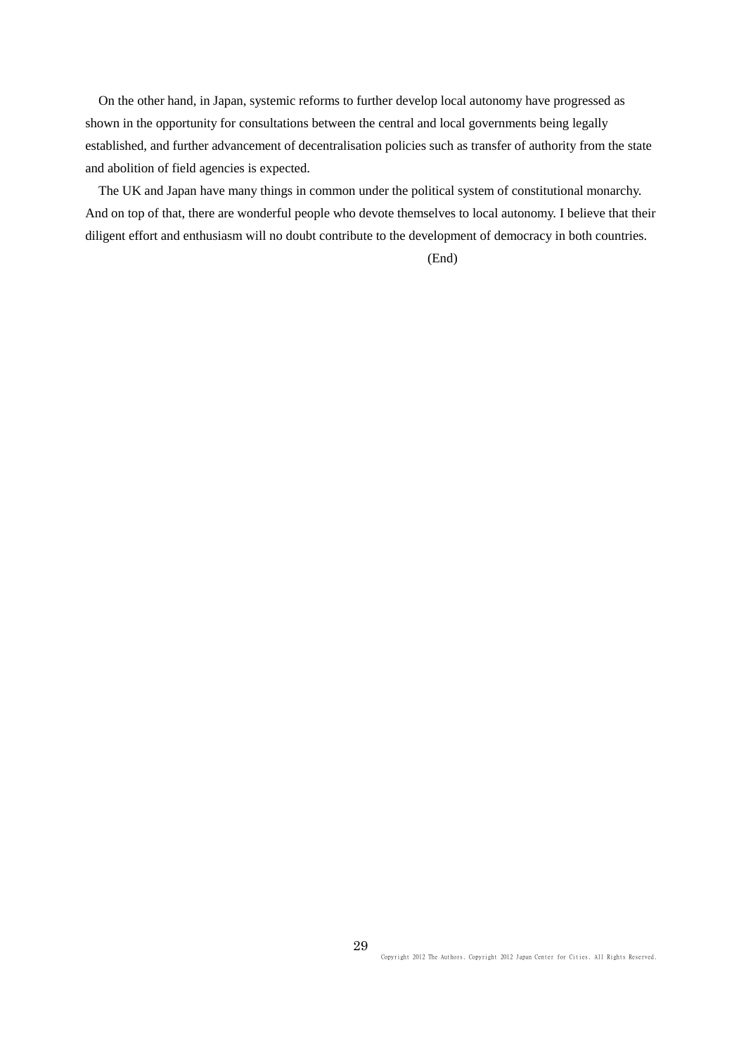On the other hand, in Japan, systemic reforms to further develop local autonomy have progressed as shown in the opportunity for consultations between the central and local governments being legally established, and further advancement of decentralisation policies such as transfer of authority from the state and abolition of field agencies is expected.

The UK and Japan have many things in common under the political system of constitutional monarchy. And on top of that, there are wonderful people who devote themselves to local autonomy. I believe that their diligent effort and enthusiasm will no doubt contribute to the development of democracy in both countries.

(End)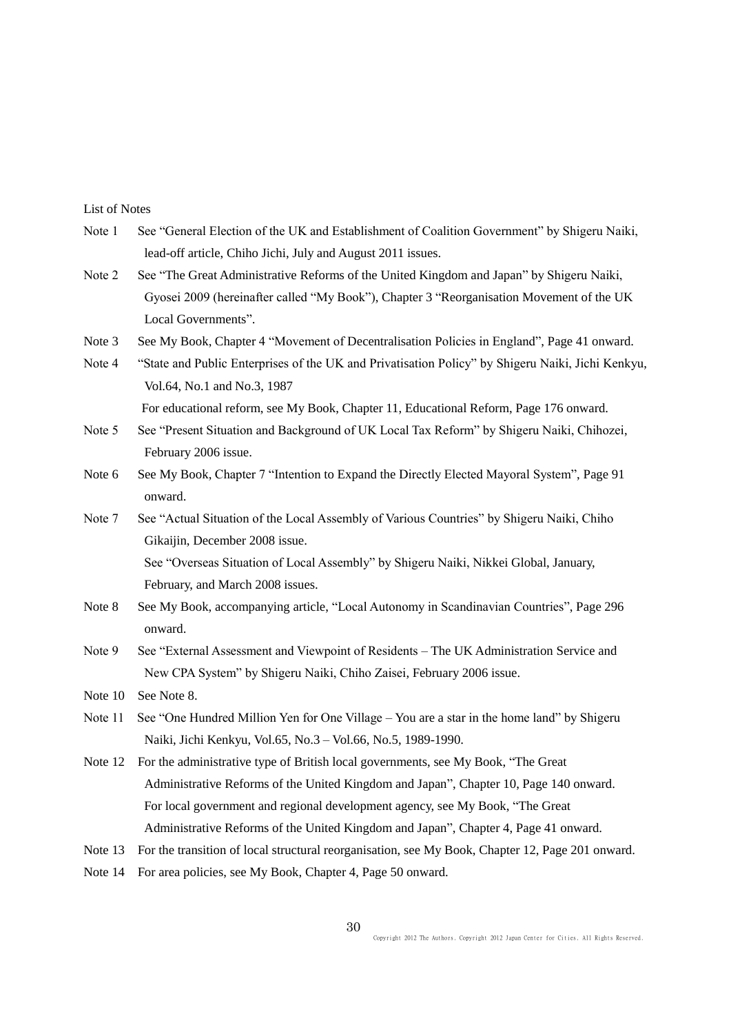List of Notes

Note 1 See "General Election of the UK and Establishment of Coalition Government" by Shigeru Naiki, lead-off article, Chiho Jichi, July and August 2011 issues.

Note 2 See "The Great Administrative Reforms of the United Kingdom and Japan" by Shigeru Naiki, Gyosei 2009 (hereinafter called "My Book"), Chapter 3 "Reorganisation Movement of the UK Local Governments".

Note 3 See My Book, Chapter 4 "Movement of Decentralisation Policies in England", Page 41 onward.

Note 4 "State and Public Enterprises of the UK and Privatisation Policy" by Shigeru Naiki, Jichi Kenkyu, Vol.64, No.1 and No.3, 1987

For educational reform, see My Book, Chapter 11, Educational Reform, Page 176 onward.

Note 5 See "Present Situation and Background of UK Local Tax Reform" by Shigeru Naiki, Chihozei, February 2006 issue.

Note 6 See My Book, Chapter 7 "Intention to Expand the Directly Elected Mayoral System", Page 91 onward.

Note 7 See "Actual Situation of the Local Assembly of Various Countries" by Shigeru Naiki, Chiho Gikaijin, December 2008 issue.

See "Overseas Situation of Local Assembly" by Shigeru Naiki, Nikkei Global, January, February, and March 2008 issues.

Note 8 See My Book, accompanying article, "Local Autonomy in Scandinavian Countries", Page 296 onward.

Note 9 See "External Assessment and Viewpoint of Residents – The UK Administration Service and New CPA System" by Shigeru Naiki, Chiho Zaisei, February 2006 issue.

Note 10 See Note 8.

Note 11 See "One Hundred Million Yen for One Village – You are a star in the home land" by Shigeru Naiki, Jichi Kenkyu, Vol.65, No.3 – Vol.66, No.5, 1989-1990.

Note 12 For the administrative type of British local governments, see My Book, "The Great Administrative Reforms of the United Kingdom and Japan", Chapter 10, Page 140 onward.

For local government and regional development agency, see My Book, "The Great Administrative Reforms of the United Kingdom and Japan", Chapter 4, Page 41 onward.

Note 13 For the transition of local structural reorganisation, see My Book, Chapter 12, Page 201 onward.

Note 14 For area policies, see My Book, Chapter 4, Page 50 onward.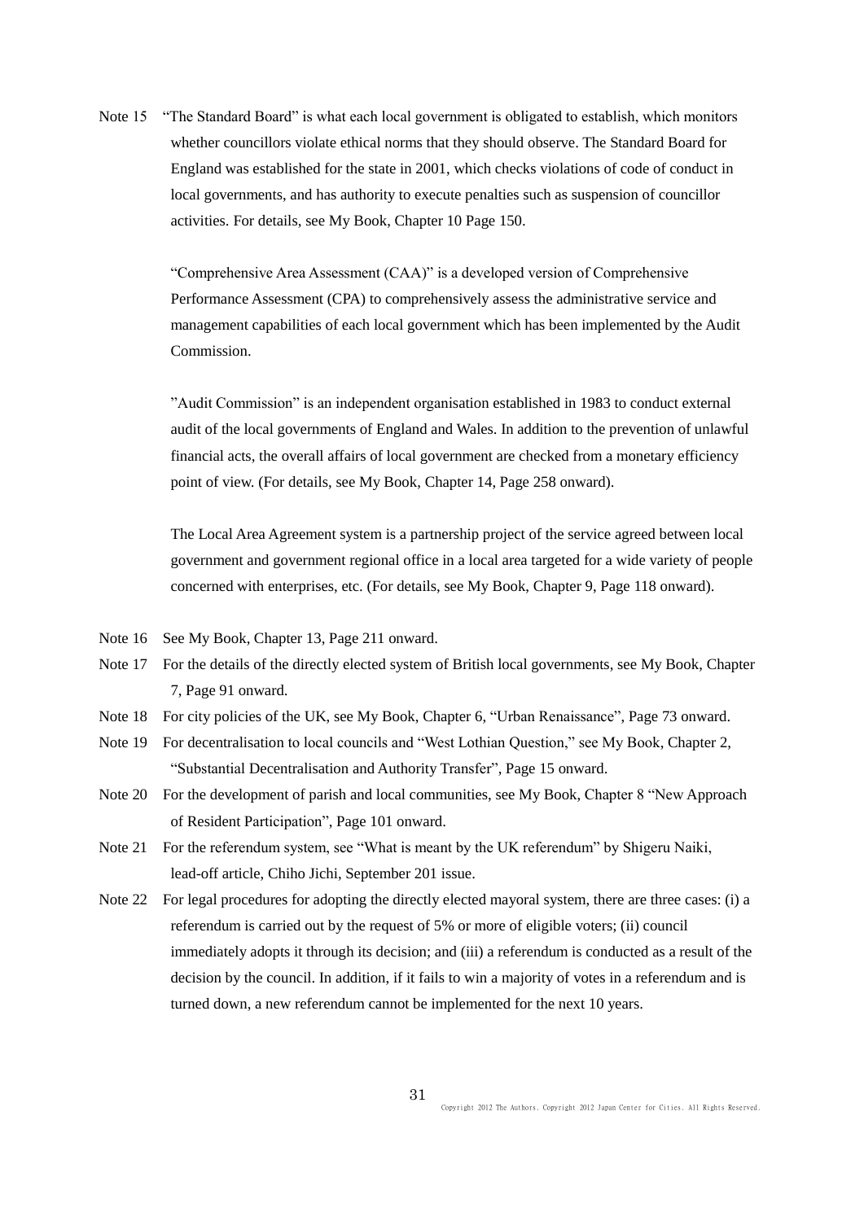Note 15 "The Standard Board" is what each local government is obligated to establish, which monitors whether councillors violate ethical norms that they should observe. The Standard Board for England was established for the state in 2001, which checks violations of code of conduct in local governments, and has authority to execute penalties such as suspension of councillor activities. For details, see My Book, Chapter 10 Page 150.

"Comprehensive Area Assessment (CAA)" is a developed version of Comprehensive Performance Assessment (CPA) to comprehensively assess the administrative service and management capabilities of each local government which has been implemented by the Audit Commission.

"Audit Commission" is an independent organisation established in 1983 to conduct external audit of the local governments of England and Wales. In addition to the prevention of unlawful financial acts, the overall affairs of local government are checked from a monetary efficiency point of view. (For details, see My Book, Chapter 14, Page 258 onward).

The Local Area Agreement system is a partnership project of the service agreed between local government and government regional office in a local area targeted for a wide variety of people concerned with enterprises, etc. (For details, see My Book, Chapter 9, Page 118 onward).

Note 16 See My Book, Chapter 13, Page 211 onward.

Note 17 For the details of the directly elected system of British local governments, see My Book, Chapter 7, Page 91 onward.

Note 18 For city policies of the UK, see My Book, Chapter 6, "Urban Renaissance", Page 73 onward.

Note 19 For decentralisation to local councils and "West Lothian Question," see My Book, Chapter 2, "Substantial Decentralisation and Authority Transfer", Page 15 onward.

Note 20 For the development of parish and local communities, see My Book, Chapter 8 "New Approach of Resident Participation", Page 101 onward.

Note 21 For the referendum system, see "What is meant by the UK referendum" by Shigeru Naiki, lead-off article, Chiho Jichi, September 201 issue.

Note 22 For legal procedures for adopting the directly elected mayoral system, there are three cases: (i) a referendum is carried out by the request of 5% or more of eligible voters; (ii) council immediately adopts it through its decision; and (iii) a referendum is conducted as a result of the decision by the council. In addition, if it fails to win a majority of votes in a referendum and is turned down, a new referendum cannot be implemented for the next 10 years.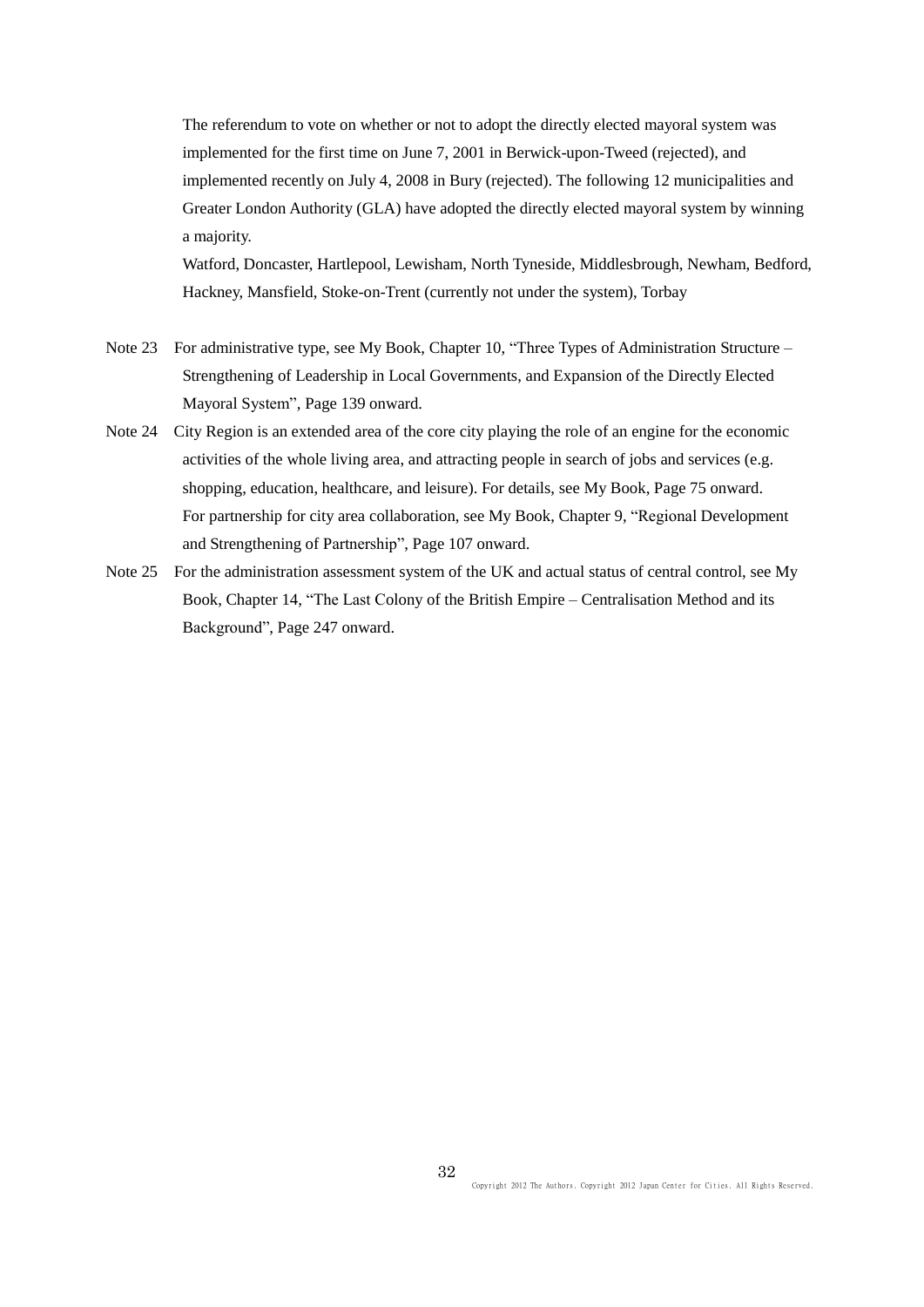The referendum to vote on whether or not to adopt the directly elected mayoral system was implemented for the first time on June 7, 2001 in Berwick-upon-Tweed (rejected), and implemented recently on July 4, 2008 in Bury (rejected). The following 12 municipalities and Greater London Authority (GLA) have adopted the directly elected mayoral system by winning a majority.

Watford, Doncaster, Hartlepool, Lewisham, North Tyneside, Middlesbrough, Newham, Bedford, Hackney, Mansfield, Stoke-on-Trent (currently not under the system), Torbay

Note 23 For administrative type, see My Book, Chapter 10, "Three Types of Administration Structure – Strengthening of Leadership in Local Governments, and Expansion of the Directly Elected Mayoral System", Page 139 onward.

Note 24 City Region is an extended area of the core city playing the role of an engine for the economic activities of the whole living area, and attracting people in search of jobs and services (e.g. shopping, education, healthcare, and leisure). For details, see My Book, Page 75 onward. For partnership for city area collaboration, see My Book, Chapter 9, "Regional Development and Strengthening of Partnership", Page 107 onward.

Note 25 For the administration assessment system of the UK and actual status of central control, see My Book, Chapter 14, "The Last Colony of the British Empire – Centralisation Method and its Background", Page 247 onward.

Copyright 2012 The Authors. Copyright 2012 Japan Center for Cities. All Rights Reserved.